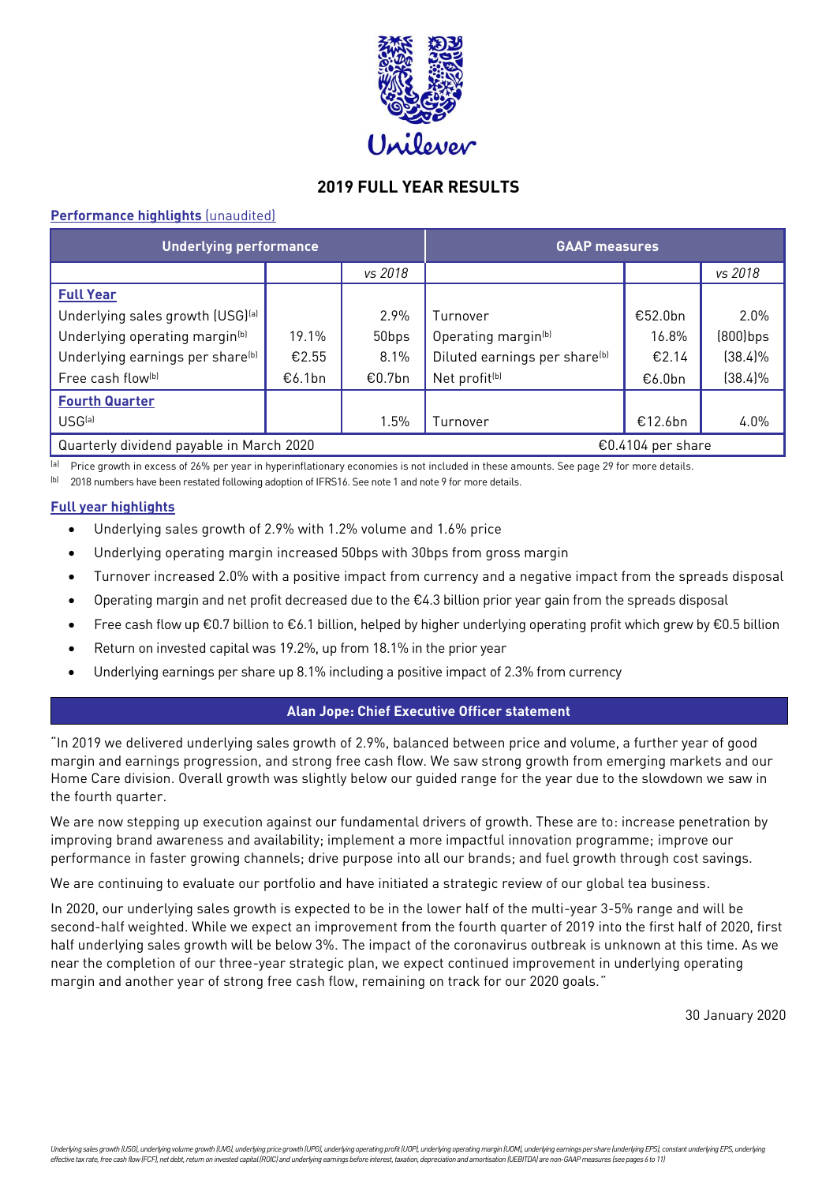# 2019 FULL YEAR RESULTS

**Performance highlights** (unaudited)

| Underlying performance | | | GAAP measures | | |
|---|---|---|---|---|---|
| | | *vs 2018* | | | *vs 2018* |
| **Full Year** | | | | | |
| Underlying sales growth (USG)[a] | | 2.9% | Turnover | €52.0bn | 2.0% |
| Underlying operating margin[b] | 19.1% | 50bps | Operating margin[b] | 16.8% | (800)bps |
| Underlying earnings per share[b] | €2.55 | 8.1% | Diluted earnings per share[b] | €2.14 | (38.4)% |
| Free cash flow[b] | €6.1bn | €0.7bn | Net profit[b] | €6.0bn | (38.4)% |
| **Fourth Quarter** | | | | | |
| USG[a] | | 1.5% | Turnover | €12.6bn | 4.0% |
| Quarterly dividend payable in March 2020 | | | €0.4104 per share | | |

[a] Price growth in excess of 26% per year in hyperinflationary economies is not included in these amounts. See page 29 for more details.
[b] 2018 numbers have been restated following adoption of IFRS16. See note 1 and note 9 for more details.

**Full year highlights**

- Underlying sales growth of 2.9% with 1.2% volume and 1.6% price
- Underlying operating margin increased 50bps with 30bps from gross margin
- Turnover increased 2.0% with a positive impact from currency and a negative impact from the spreads disposal
- Operating margin and net profit decreased due to the €4.3 billion prior year gain from the spreads disposal
- Free cash flow up €0.7 billion to €6.1 billion, helped by higher underlying operating profit which grew by €0.5 billion
- Return on invested capital was 19.2%, up from 18.1% in the prior year
- Underlying earnings per share up 8.1% including a positive impact of 2.3% from currency

## Alan Jope: Chief Executive Officer statement

"In 2019 we delivered underlying sales growth of 2.9%, balanced between price and volume, a further year of good margin and earnings progression, and strong free cash flow. We saw strong growth from emerging markets and our Home Care division. Overall growth was slightly below our guided range for the year due to the slowdown we saw in the fourth quarter.

We are now stepping up execution against our fundamental drivers of growth. These are to: increase penetration by improving brand awareness and availability; implement a more impactful innovation programme; improve our performance in faster growing channels; drive purpose into all our brands; and fuel growth through cost savings.

We are continuing to evaluate our portfolio and have initiated a strategic review of our global tea business.

In 2020, our underlying sales growth is expected to be in the lower half of the multi-year 3-5% range and will be second-half weighted. While we expect an improvement from the fourth quarter of 2019 into the first half of 2020, first half underlying sales growth will be below 3%. The impact of the coronavirus outbreak is unknown at this time. As we near the completion of our three-year strategic plan, we expect continued improvement in underlying operating margin and another year of strong free cash flow, remaining on track for our 2020 goals."

30 January 2020

*Underlying sales growth (USG), underlying volume growth (UVG), underlying price growth (UPG), underlying operating profit (UOP), underlying operating margin (UOM), underlying earnings per share (underlying EPS), constant underlying EPS, underlying effective tax rate, free cash flow (FCF), net debt, return on invested capital (ROIC) and underlying earnings before interest, taxation, depreciation and amortisation (UEBITDA) are non-GAAP measures (see pages 6 to 11)*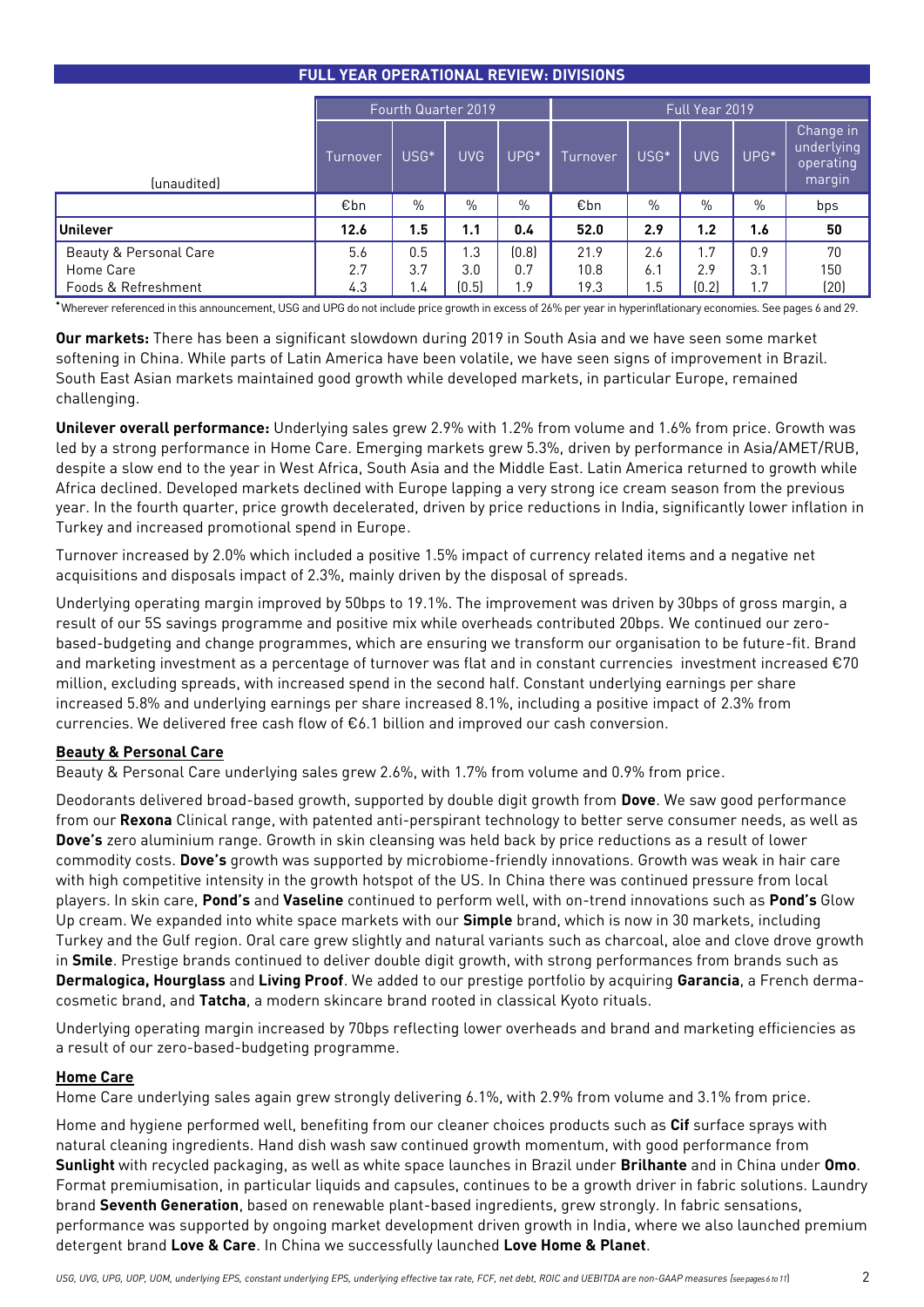## FULL YEAR OPERATIONAL REVIEW: DIVISIONS

| (unaudited) | Fourth Quarter 2019 | | | | Full Year 2019 | | | | |
|---|---|---|---|---|---|---|---|---|---|
| | Turnover | USG* | UVG | UPG* | Turnover | USG* | UVG | UPG* | Change in underlying operating margin |
| | €bn | % | % | % | €bn | % | % | % | bps |
| **Unilever** | **12.6** | **1.5** | **1.1** | **0.4** | **52.0** | **2.9** | **1.2** | **1.6** | **50** |
| Beauty & Personal Care | 5.6 | 0.5 | 1.3 | (0.8) | 21.9 | 2.6 | 1.7 | 0.9 | 70 |
| Home Care | 2.7 | 3.7 | 3.0 | 0.7 | 10.8 | 6.1 | 2.9 | 3.1 | 150 |
| Foods & Refreshment | 4.3 | 1.4 | (0.5) | 1.9 | 19.3 | 1.5 | (0.2) | 1.7 | (20) |

*Wherever referenced in this announcement, USG and UPG do not include price growth in excess of 26% per year in hyperinflationary economies. See pages 6 and 29.

**Our markets:** There has been a significant slowdown during 2019 in South Asia and we have seen some market softening in China. While parts of Latin America have been volatile, we have seen signs of improvement in Brazil. South East Asian markets maintained good growth while developed markets, in particular Europe, remained challenging.

**Unilever overall performance:** Underlying sales grew 2.9% with 1.2% from volume and 1.6% from price. Growth was led by a strong performance in Home Care. Emerging markets grew 5.3%, driven by performance in Asia/AMET/RUB, despite a slow end to the year in West Africa, South Asia and the Middle East. Latin America returned to growth while Africa declined. Developed markets declined with Europe lapping a very strong ice cream season from the previous year. In the fourth quarter, price growth decelerated, driven by price reductions in India, significantly lower inflation in Turkey and increased promotional spend in Europe.

Turnover increased by 2.0% which included a positive 1.5% impact of currency related items and a negative net acquisitions and disposals impact of 2.3%, mainly driven by the disposal of spreads.

Underlying operating margin improved by 50bps to 19.1%. The improvement was driven by 30bps of gross margin, a result of our 5S savings programme and positive mix while overheads contributed 20bps. We continued our zero-based-budgeting and change programmes, which are ensuring we transform our organisation to be future-fit. Brand and marketing investment as a percentage of turnover was flat and in constant currencies investment increased €70 million, excluding spreads, with increased spend in the second half. Constant underlying earnings per share increased 5.8% and underlying earnings per share increased 8.1%, including a positive impact of 2.3% from currencies. We delivered free cash flow of €6.1 billion and improved our cash conversion.

### Beauty & Personal Care

Beauty & Personal Care underlying sales grew 2.6%, with 1.7% from volume and 0.9% from price.

Deodorants delivered broad-based growth, supported by double digit growth from **Dove**. We saw good performance from our **Rexona** Clinical range, with patented anti-perspirant technology to better serve consumer needs, as well as **Dove's** zero aluminium range. Growth in skin cleansing was held back by price reductions as a result of lower commodity costs. **Dove's** growth was supported by microbiome-friendly innovations. Growth was weak in hair care with high competitive intensity in the growth hotspot of the US. In China there was continued pressure from local players. In skin care, **Pond's** and **Vaseline** continued to perform well, with on-trend innovations such as **Pond's** Glow Up cream. We expanded into white space markets with our **Simple** brand, which is now in 30 markets, including Turkey and the Gulf region. Oral care grew slightly and natural variants such as charcoal, aloe and clove drove growth in **Smile**. Prestige brands continued to deliver double digit growth, with strong performances from brands such as **Dermalogica, Hourglass** and **Living Proof**. We added to our prestige portfolio by acquiring **Garancia**, a French derma-cosmetic brand, and **Tatcha**, a modern skincare brand rooted in classical Kyoto rituals.

Underlying operating margin increased by 70bps reflecting lower overheads and brand and marketing efficiencies as a result of our zero-based-budgeting programme.

### Home Care

Home Care underlying sales again grew strongly delivering 6.1%, with 2.9% from volume and 3.1% from price.

Home and hygiene performed well, benefiting from our cleaner choices products such as **Cif** surface sprays with natural cleaning ingredients. Hand dish wash saw continued growth momentum, with good performance from **Sunlight** with recycled packaging, as well as white space launches in Brazil under **Brilhante** and in China under **Omo**. Format premiumisation, in particular liquids and capsules, continues to be a growth driver in fabric solutions. Laundry brand **Seventh Generation**, based on renewable plant-based ingredients, grew strongly. In fabric sensations, performance was supported by ongoing market development driven growth in India, where we also launched premium detergent brand **Love & Care**. In China we successfully launched **Love Home & Planet**.

*USG, UVG, UPG, UOP, UOM, underlying EPS, constant underlying EPS, underlying effective tax rate, FCF, net debt, ROIC and UEBITDA are non-GAAP measures (see pages 6 to 11)*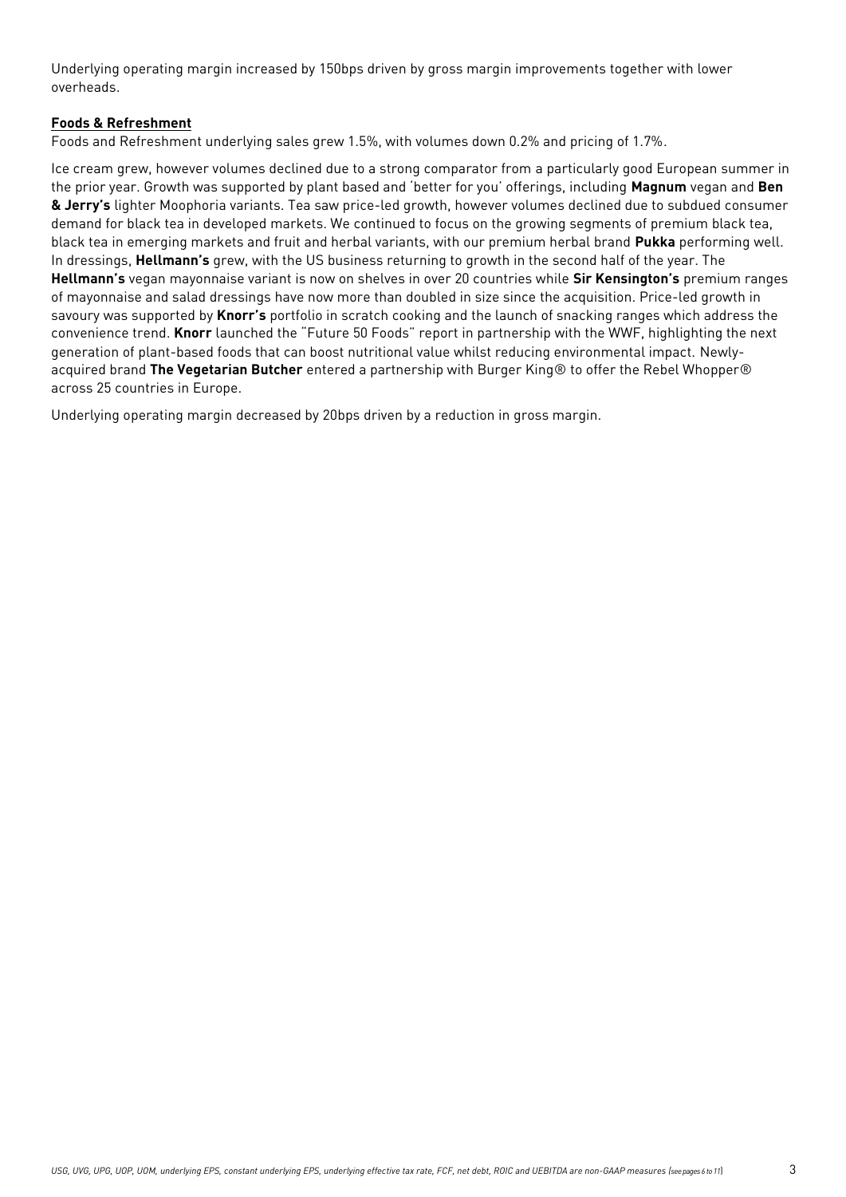Underlying operating margin increased by 150bps driven by gross margin improvements together with lower overheads.

**Foods & Refreshment**

Foods and Refreshment underlying sales grew 1.5%, with volumes down 0.2% and pricing of 1.7%.

Ice cream grew, however volumes declined due to a strong comparator from a particularly good European summer in the prior year. Growth was supported by plant based and 'better for you' offerings, including **Magnum** vegan and **Ben & Jerry's** lighter Moophoria variants. Tea saw price-led growth, however volumes declined due to subdued consumer demand for black tea in developed markets. We continued to focus on the growing segments of premium black tea, black tea in emerging markets and fruit and herbal variants, with our premium herbal brand **Pukka** performing well. In dressings, **Hellmann's** grew, with the US business returning to growth in the second half of the year. The **Hellmann's** vegan mayonnaise variant is now on shelves in over 20 countries while **Sir Kensington's** premium ranges of mayonnaise and salad dressings have now more than doubled in size since the acquisition. Price-led growth in savoury was supported by **Knorr's** portfolio in scratch cooking and the launch of snacking ranges which address the convenience trend. **Knorr** launched the "Future 50 Foods" report in partnership with the WWF, highlighting the next generation of plant-based foods that can boost nutritional value whilst reducing environmental impact. Newly-acquired brand **The Vegetarian Butcher** entered a partnership with Burger King® to offer the Rebel Whopper® across 25 countries in Europe.

Underlying operating margin decreased by 20bps driven by a reduction in gross margin.

*USG, UVG, UPG, UOP, UOM, underlying EPS, constant underlying EPS, underlying effective tax rate, FCF, net debt, ROIC and UEBITDA are non-GAAP measures (see pages 6 to 11)*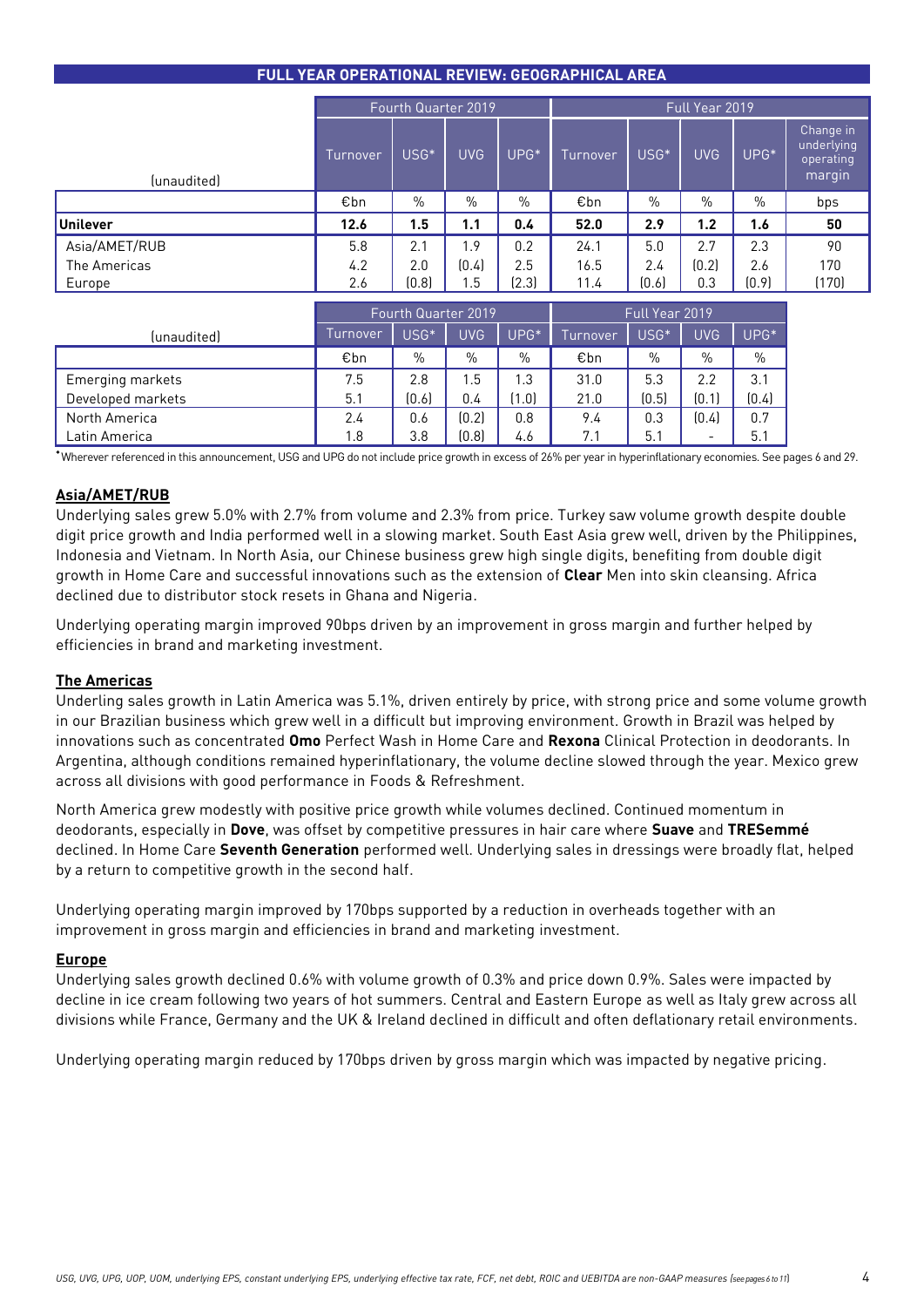## FULL YEAR OPERATIONAL REVIEW: GEOGRAPHICAL AREA

| (unaudited) | Fourth Quarter 2019 | | | | Full Year 2019 | | | | |
|---|---|---|---|---|---|---|---|---|---|
| | Turnover | USG* | UVG | UPG* | Turnover | USG* | UVG | UPG* | Change in underlying operating margin |
| | €bn | % | % | % | €bn | % | % | % | bps |
| **Unilever** | **12.6** | **1.5** | **1.1** | **0.4** | **52.0** | **2.9** | **1.2** | **1.6** | **50** |
| Asia/AMET/RUB | 5.8 | 2.1 | 1.9 | 0.2 | 24.1 | 5.0 | 2.7 | 2.3 | 90 |
| The Americas | 4.2 | 2.0 | (0.4) | 2.5 | 16.5 | 2.4 | (0.2) | 2.6 | 170 |
| Europe | 2.6 | (0.8) | 1.5 | (2.3) | 11.4 | (0.6) | 0.3 | (0.9) | (170) |

| (unaudited) | Fourth Quarter 2019 | | | | Full Year 2019 | | | |
|---|---|---|---|---|---|---|---|---|
| | Turnover | USG* | UVG | UPG* | Turnover | USG* | UVG | UPG* |
| | €bn | % | % | % | €bn | % | % | % |
| Emerging markets | 7.5 | 2.8 | 1.5 | 1.3 | 31.0 | 5.3 | 2.2 | 3.1 |
| Developed markets | 5.1 | (0.6) | 0.4 | (1.0) | 21.0 | (0.5) | (0.1) | (0.4) |
| North America | 2.4 | 0.6 | (0.2) | 0.8 | 9.4 | 0.3 | (0.4) | 0.7 |
| Latin America | 1.8 | 3.8 | (0.8) | 4.6 | 7.1 | 5.1 | - | 5.1 |

*Wherever referenced in this announcement, USG and UPG do not include price growth in excess of 26% per year in hyperinflationary economies. See pages 6 and 29.

### Asia/AMET/RUB

Underlying sales grew 5.0% with 2.7% from volume and 2.3% from price. Turkey saw volume growth despite double digit price growth and India performed well in a slowing market. South East Asia grew well, driven by the Philippines, Indonesia and Vietnam. In North Asia, our Chinese business grew high single digits, benefiting from double digit growth in Home Care and successful innovations such as the extension of **Clear** Men into skin cleansing. Africa declined due to distributor stock resets in Ghana and Nigeria.

Underlying operating margin improved 90bps driven by an improvement in gross margin and further helped by efficiencies in brand and marketing investment.

### The Americas

Underling sales growth in Latin America was 5.1%, driven entirely by price, with strong price and some volume growth in our Brazilian business which grew well in a difficult but improving environment. Growth in Brazil was helped by innovations such as concentrated **Omo** Perfect Wash in Home Care and **Rexona** Clinical Protection in deodorants. In Argentina, although conditions remained hyperinflationary, the volume decline slowed through the year. Mexico grew across all divisions with good performance in Foods & Refreshment.

North America grew modestly with positive price growth while volumes declined. Continued momentum in deodorants, especially in **Dove**, was offset by competitive pressures in hair care where **Suave** and **TRESemmé** declined. In Home Care **Seventh Generation** performed well. Underlying sales in dressings were broadly flat, helped by a return to competitive growth in the second half.

Underlying operating margin improved by 170bps supported by a reduction in overheads together with an improvement in gross margin and efficiencies in brand and marketing investment.

### Europe

Underlying sales growth declined 0.6% with volume growth of 0.3% and price down 0.9%. Sales were impacted by decline in ice cream following two years of hot summers. Central and Eastern Europe as well as Italy grew across all divisions while France, Germany and the UK & Ireland declined in difficult and often deflationary retail environments.

Underlying operating margin reduced by 170bps driven by gross margin which was impacted by negative pricing.

*USG, UVG, UPG, UOP, UOM, underlying EPS, constant underlying EPS, underlying effective tax rate, FCF, net debt, ROIC and UEBITDA are non-GAAP measures (see pages 6 to 11)*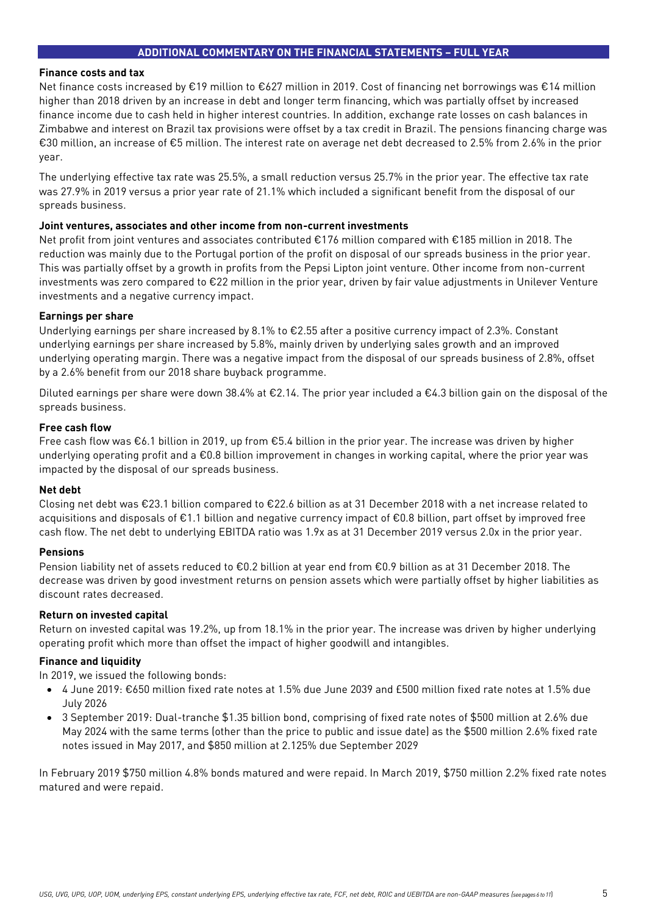## ADDITIONAL COMMENTARY ON THE FINANCIAL STATEMENTS – FULL YEAR

### Finance costs and tax

Net finance costs increased by €19 million to €627 million in 2019. Cost of financing net borrowings was €14 million higher than 2018 driven by an increase in debt and longer term financing, which was partially offset by increased finance income due to cash held in higher interest countries. In addition, exchange rate losses on cash balances in Zimbabwe and interest on Brazil tax provisions were offset by a tax credit in Brazil. The pensions financing charge was €30 million, an increase of €5 million. The interest rate on average net debt decreased to 2.5% from 2.6% in the prior year.

The underlying effective tax rate was 25.5%, a small reduction versus 25.7% in the prior year. The effective tax rate was 27.9% in 2019 versus a prior year rate of 21.1% which included a significant benefit from the disposal of our spreads business.

### Joint ventures, associates and other income from non-current investments

Net profit from joint ventures and associates contributed €176 million compared with €185 million in 2018. The reduction was mainly due to the Portugal portion of the profit on disposal of our spreads business in the prior year. This was partially offset by a growth in profits from the Pepsi Lipton joint venture. Other income from non-current investments was zero compared to €22 million in the prior year, driven by fair value adjustments in Unilever Venture investments and a negative currency impact.

### Earnings per share

Underlying earnings per share increased by 8.1% to €2.55 after a positive currency impact of 2.3%. Constant underlying earnings per share increased by 5.8%, mainly driven by underlying sales growth and an improved underlying operating margin. There was a negative impact from the disposal of our spreads business of 2.8%, offset by a 2.6% benefit from our 2018 share buyback programme.

Diluted earnings per share were down 38.4% at €2.14. The prior year included a €4.3 billion gain on the disposal of the spreads business.

### Free cash flow

Free cash flow was €6.1 billion in 2019, up from €5.4 billion in the prior year. The increase was driven by higher underlying operating profit and a €0.8 billion improvement in changes in working capital, where the prior year was impacted by the disposal of our spreads business.

### Net debt

Closing net debt was €23.1 billion compared to €22.6 billion as at 31 December 2018 with a net increase related to acquisitions and disposals of €1.1 billion and negative currency impact of €0.8 billion, part offset by improved free cash flow. The net debt to underlying EBITDA ratio was 1.9x as at 31 December 2019 versus 2.0x in the prior year.

### Pensions

Pension liability net of assets reduced to €0.2 billion at year end from €0.9 billion as at 31 December 2018. The decrease was driven by good investment returns on pension assets which were partially offset by higher liabilities as discount rates decreased.

### Return on invested capital

Return on invested capital was 19.2%, up from 18.1% in the prior year. The increase was driven by higher underlying operating profit which more than offset the impact of higher goodwill and intangibles.

### Finance and liquidity

In 2019, we issued the following bonds:

- 4 June 2019: €650 million fixed rate notes at 1.5% due June 2039 and £500 million fixed rate notes at 1.5% due July 2026
- 3 September 2019: Dual-tranche $1.35 billion bond, comprising of fixed rate notes of $500 million at 2.6% due May 2024 with the same terms (other than the price to public and issue date) as the $500 million 2.6% fixed rate notes issued in May 2017, and $850 million at 2.125% due September 2029

In February 2019 $750 million 4.8% bonds matured and were repaid. In March 2019, $750 million 2.2% fixed rate notes matured and were repaid.

*USG, UVG, UPG, UOP, UOM, underlying EPS, constant underlying EPS, underlying effective tax rate, FCF, net debt, ROIC and UEBITDA are non-GAAP measures (see pages 6 to 11)*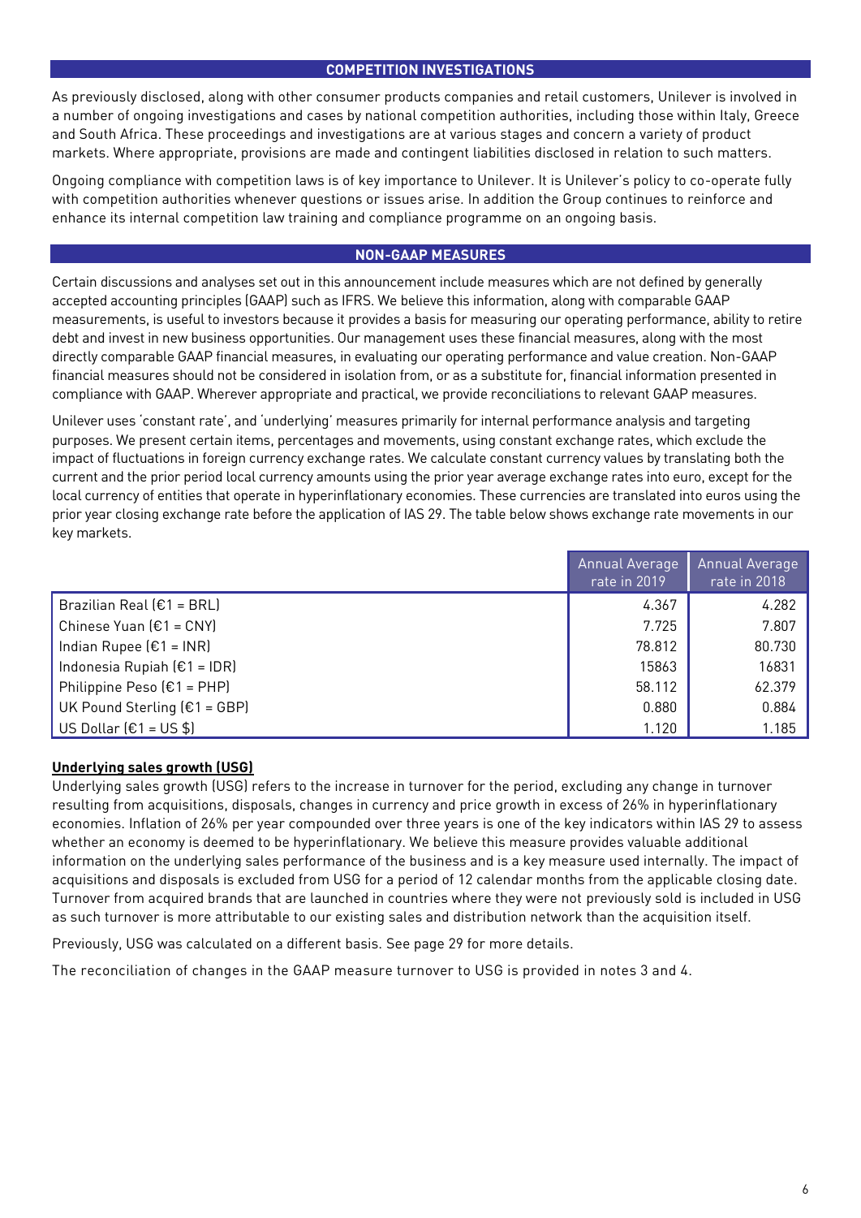## COMPETITION INVESTIGATIONS

As previously disclosed, along with other consumer products companies and retail customers, Unilever is involved in a number of ongoing investigations and cases by national competition authorities, including those within Italy, Greece and South Africa. These proceedings and investigations are at various stages and concern a variety of product markets. Where appropriate, provisions are made and contingent liabilities disclosed in relation to such matters.

Ongoing compliance with competition laws is of key importance to Unilever. It is Unilever's policy to co-operate fully with competition authorities whenever questions or issues arise. In addition the Group continues to reinforce and enhance its internal competition law training and compliance programme on an ongoing basis.

## NON-GAAP MEASURES

Certain discussions and analyses set out in this announcement include measures which are not defined by generally accepted accounting principles (GAAP) such as IFRS. We believe this information, along with comparable GAAP measurements, is useful to investors because it provides a basis for measuring our operating performance, ability to retire debt and invest in new business opportunities. Our management uses these financial measures, along with the most directly comparable GAAP financial measures, in evaluating our operating performance and value creation. Non-GAAP financial measures should not be considered in isolation from, or as a substitute for, financial information presented in compliance with GAAP. Wherever appropriate and practical, we provide reconciliations to relevant GAAP measures.

Unilever uses 'constant rate', and 'underlying' measures primarily for internal performance analysis and targeting purposes. We present certain items, percentages and movements, using constant exchange rates, which exclude the impact of fluctuations in foreign currency exchange rates. We calculate constant currency values by translating both the current and the prior period local currency amounts using the prior year average exchange rates into euro, except for the local currency of entities that operate in hyperinflationary economies. These currencies are translated into euros using the prior year closing exchange rate before the application of IAS 29. The table below shows exchange rate movements in our key markets.

| | Annual Average rate in 2019 | Annual Average rate in 2018 |
|---|---|---|
| Brazilian Real (€1 = BRL) | 4.367 | 4.282 |
| Chinese Yuan (€1 = CNY) | 7.725 | 7.807 |
| Indian Rupee (€1 = INR) | 78.812 | 80.730 |
| Indonesia Rupiah (€1 = IDR) | 15863 | 16831 |
| Philippine Peso (€1 = PHP) | 58.112 | 62.379 |
| UK Pound Sterling (€1 = GBP) | 0.880 | 0.884 |
| US Dollar (€1 = US $) | 1.120 | 1.185 |

**Underlying sales growth (USG)**

Underlying sales growth (USG) refers to the increase in turnover for the period, excluding any change in turnover resulting from acquisitions, disposals, changes in currency and price growth in excess of 26% in hyperinflationary economies. Inflation of 26% per year compounded over three years is one of the key indicators within IAS 29 to assess whether an economy is deemed to be hyperinflationary. We believe this measure provides valuable additional information on the underlying sales performance of the business and is a key measure used internally. The impact of acquisitions and disposals is excluded from USG for a period of 12 calendar months from the applicable closing date. Turnover from acquired brands that are launched in countries where they were not previously sold is included in USG as such turnover is more attributable to our existing sales and distribution network than the acquisition itself.

Previously, USG was calculated on a different basis. See page 29 for more details.

The reconciliation of changes in the GAAP measure turnover to USG is provided in notes 3 and 4.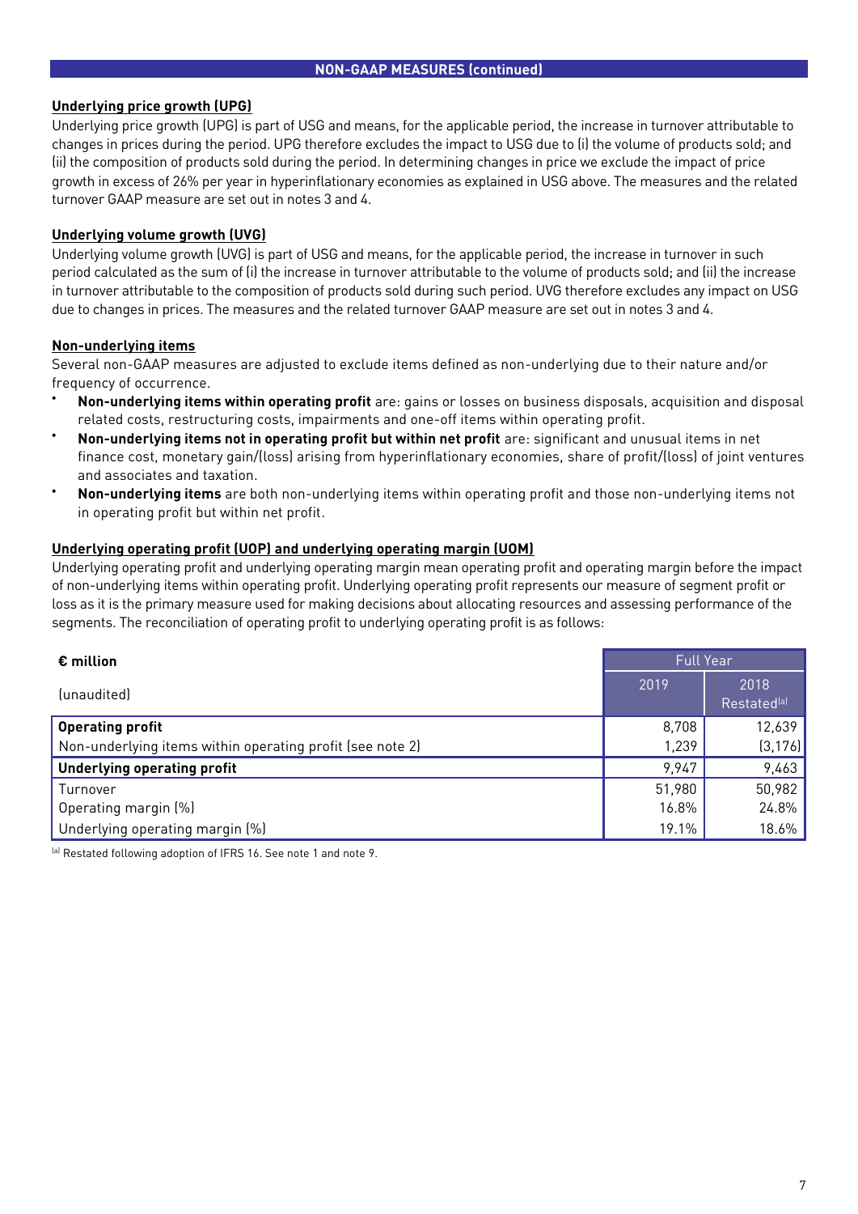## NON-GAAP MEASURES (continued)

### Underlying price growth (UPG)

Underlying price growth (UPG) is part of USG and means, for the applicable period, the increase in turnover attributable to changes in prices during the period. UPG therefore excludes the impact to USG due to (i) the volume of products sold; and (ii) the composition of products sold during the period. In determining changes in price we exclude the impact of price growth in excess of 26% per year in hyperinflationary economies as explained in USG above. The measures and the related turnover GAAP measure are set out in notes 3 and 4.

### Underlying volume growth (UVG)

Underlying volume growth (UVG) is part of USG and means, for the applicable period, the increase in turnover in such period calculated as the sum of (i) the increase in turnover attributable to the volume of products sold; and (ii) the increase in turnover attributable to the composition of products sold during such period. UVG therefore excludes any impact on USG due to changes in prices. The measures and the related turnover GAAP measure are set out in notes 3 and 4.

### Non-underlying items

Several non-GAAP measures are adjusted to exclude items defined as non-underlying due to their nature and/or frequency of occurrence.

- **Non-underlying items within operating profit** are: gains or losses on business disposals, acquisition and disposal related costs, restructuring costs, impairments and one-off items within operating profit.
- **Non-underlying items not in operating profit but within net profit** are: significant and unusual items in net finance cost, monetary gain/(loss) arising from hyperinflationary economies, share of profit/(loss) of joint ventures and associates and taxation.
- **Non-underlying items** are both non-underlying items within operating profit and those non-underlying items not in operating profit but within net profit.

### Underlying operating profit (UOP) and underlying operating margin (UOM)

Underlying operating profit and underlying operating margin mean operating profit and operating margin before the impact of non-underlying items within operating profit. Underlying operating profit represents our measure of segment profit or loss as it is the primary measure used for making decisions about allocating resources and assessing performance of the segments. The reconciliation of operating profit to underlying operating profit is as follows:

| **€ million** | Full Year | |
|---|---|---|
| (unaudited) | 2019 | 2018 Restated[a] |
| **Operating profit** | 8,708 | 12,639 |
| Non-underlying items within operating profit (see note 2) | 1,239 | (3,176) |
| **Underlying operating profit** | 9,947 | 9,463 |
| Turnover | 51,980 | 50,982 |
| Operating margin (%) | 16.8% | 24.8% |
| Underlying operating margin (%) | 19.1% | 18.6% |

[a] Restated following adoption of IFRS 16. See note 1 and note 9.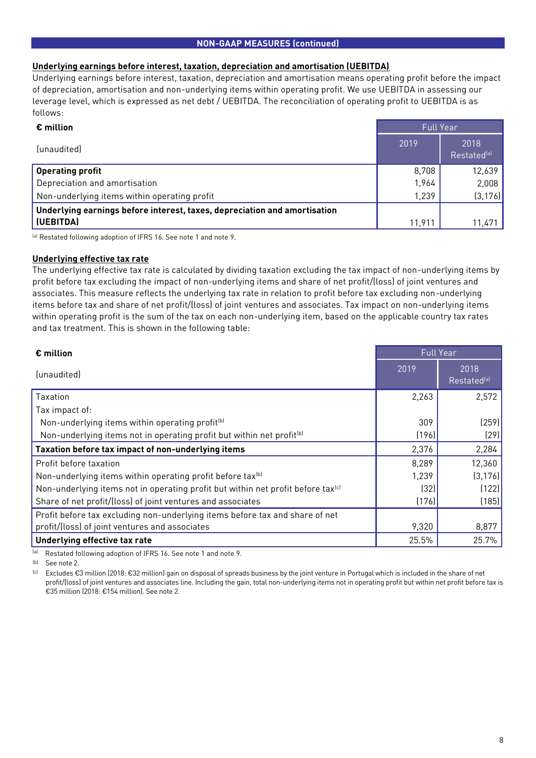## NON-GAAP MEASURES (continued)

### Underlying earnings before interest, taxation, depreciation and amortisation (UEBITDA)

Underlying earnings before interest, taxation, depreciation and amortisation means operating profit before the impact of depreciation, amortisation and non-underlying items within operating profit. We use UEBITDA in assessing our leverage level, which is expressed as net debt / UEBITDA. The reconciliation of operating profit to UEBITDA is as follows:

| € million | Full Year | |
|---|---|---|
| (unaudited) | 2019 | 2018 Restated[a] |
| **Operating profit** | 8,708 | 12,639 |
| Depreciation and amortisation | 1,964 | 2,008 |
| Non-underlying items within operating profit | 1,239 | (3,176) |
| **Underlying earnings before interest, taxes, depreciation and amortisation (UEBITDA)** | 11,911 | 11,471 |

[a] Restated following adoption of IFRS 16. See note 1 and note 9.

### Underlying effective tax rate

The underlying effective tax rate is calculated by dividing taxation excluding the tax impact of non-underlying items by profit before tax excluding the impact of non-underlying items and share of net profit/(loss) of joint ventures and associates. This measure reflects the underlying tax rate in relation to profit before tax excluding non-underlying items before tax and share of net profit/(loss) of joint ventures and associates. Tax impact on non-underlying items within operating profit is the sum of the tax on each non-underlying item, based on the applicable country tax rates and tax treatment. This is shown in the following table:

| € million | Full Year | |
|---|---|---|
| (unaudited) | 2019 | 2018 Restated[a] |
| Taxation | 2,263 | 2,572 |
| Tax impact of: | | |
| Non-underlying items within operating profit[b] | 309 | (259) |
| Non-underlying items not in operating profit but within net profit[b] | (196) | (29) |
| **Taxation before tax impact of non-underlying items** | 2,376 | 2,284 |
| Profit before taxation | 8,289 | 12,360 |
| Non-underlying items within operating profit before tax[b] | 1,239 | (3,176) |
| Non-underlying items not in operating profit but within net profit before tax[c] | (32) | (122) |
| Share of net profit/(loss) of joint ventures and associates | (176) | (185) |
| Profit before tax excluding non-underlying items before tax and share of net profit/(loss) of joint ventures and associates | 9,320 | 8,877 |
| **Underlying effective tax rate** | 25.5% | 25.7% |

[a] Restated following adoption of IFRS 16. See note 1 and note 9.

[b] See note 2.

[c] Excludes €3 million (2018: €32 million) gain on disposal of spreads business by the joint venture in Portugal which is included in the share of net profit/(loss) of joint ventures and associates line. Including the gain, total non-underlying items not in operating profit but within net profit before tax is €35 million (2018: €154 million). See note 2.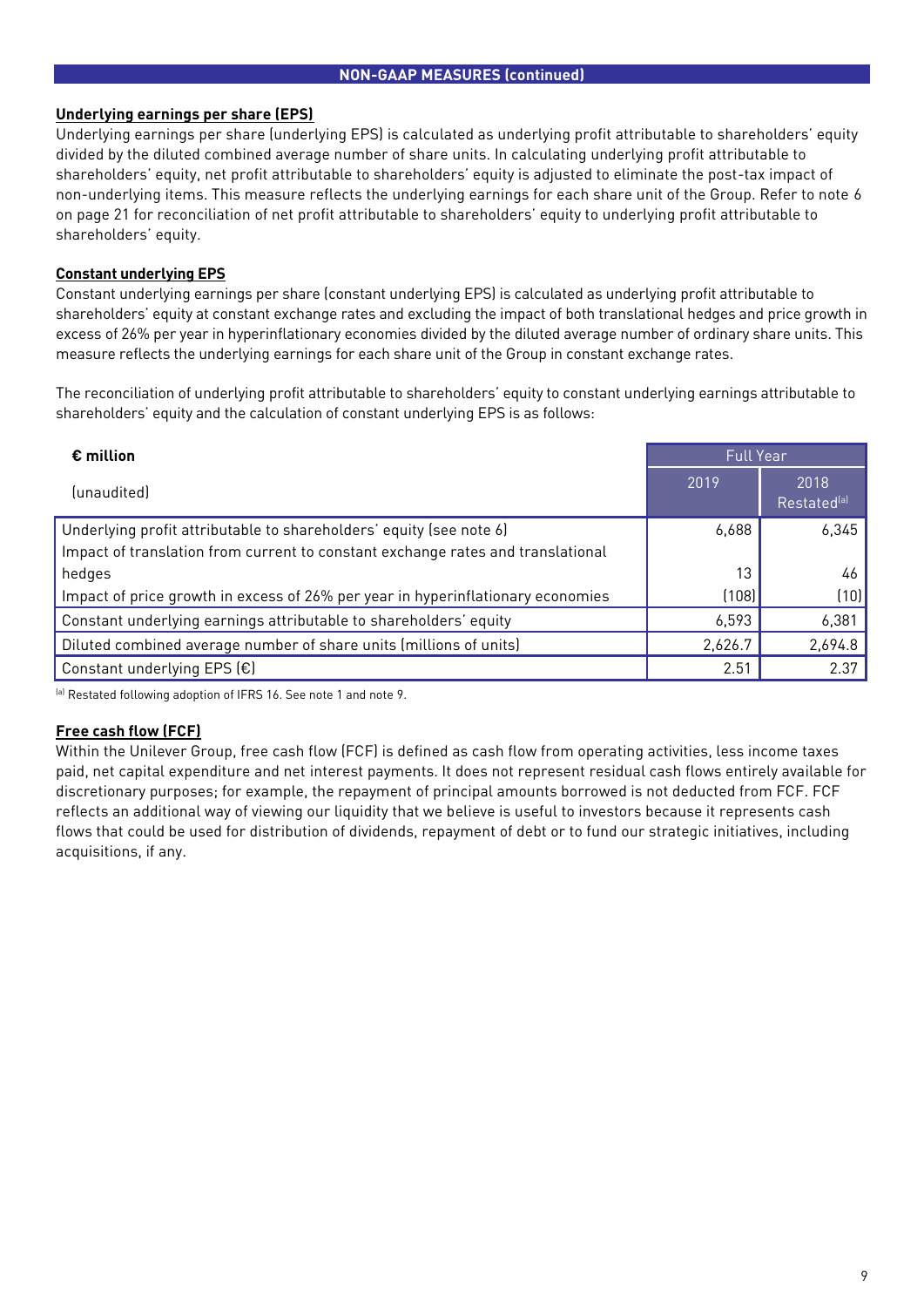## NON-GAAP MEASURES (continued)

**Underlying earnings per share (EPS)**

Underlying earnings per share (underlying EPS) is calculated as underlying profit attributable to shareholders' equity divided by the diluted combined average number of share units. In calculating underlying profit attributable to shareholders' equity, net profit attributable to shareholders' equity is adjusted to eliminate the post-tax impact of non-underlying items. This measure reflects the underlying earnings for each share unit of the Group. Refer to note 6 on page 21 for reconciliation of net profit attributable to shareholders' equity to underlying profit attributable to shareholders' equity.

**Constant underlying EPS**

Constant underlying earnings per share (constant underlying EPS) is calculated as underlying profit attributable to shareholders' equity at constant exchange rates and excluding the impact of both translational hedges and price growth in excess of 26% per year in hyperinflationary economies divided by the diluted average number of ordinary share units. This measure reflects the underlying earnings for each share unit of the Group in constant exchange rates.

The reconciliation of underlying profit attributable to shareholders' equity to constant underlying earnings attributable to shareholders' equity and the calculation of constant underlying EPS is as follows:

| **€ million** | Full Year | |
|---|---|---|
| (unaudited) | 2019 | 2018 Restated[a] |
| Underlying profit attributable to shareholders' equity (see note 6) | 6,688 | 6,345 |
| Impact of translation from current to constant exchange rates and translational hedges | 13 | 46 |
| Impact of price growth in excess of 26% per year in hyperinflationary economies | (108) | (10) |
| Constant underlying earnings attributable to shareholders' equity | 6,593 | 6,381 |
| Diluted combined average number of share units (millions of units) | 2,626.7 | 2,694.8 |
| Constant underlying EPS (€) | 2.51 | 2.37 |

[a] Restated following adoption of IFRS 16. See note 1 and note 9.

**Free cash flow (FCF)**

Within the Unilever Group, free cash flow (FCF) is defined as cash flow from operating activities, less income taxes paid, net capital expenditure and net interest payments. It does not represent residual cash flows entirely available for discretionary purposes; for example, the repayment of principal amounts borrowed is not deducted from FCF. FCF reflects an additional way of viewing our liquidity that we believe is useful to investors because it represents cash flows that could be used for distribution of dividends, repayment of debt or to fund our strategic initiatives, including acquisitions, if any.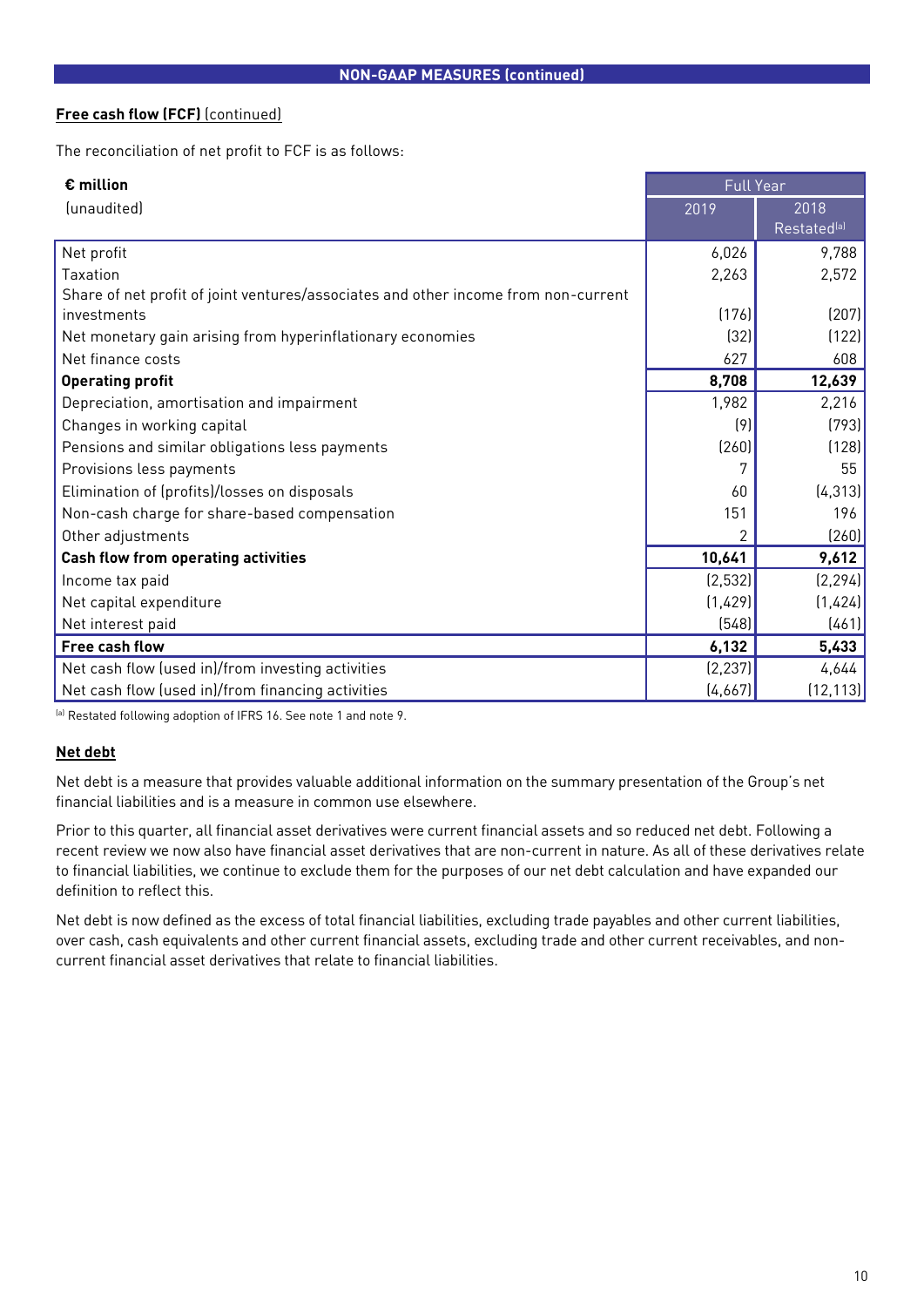## NON-GAAP MEASURES (continued)

**Free cash flow (FCF)** (continued)

The reconciliation of net profit to FCF is as follows:

| **€ million** (unaudited) | Full Year 2019 | Full Year 2018 Restated[a] |
|---|---|---|
| Net profit | 6,026 | 9,788 |
| Taxation | 2,263 | 2,572 |
| Share of net profit of joint ventures/associates and other income from non-current investments | (176) | (207) |
| Net monetary gain arising from hyperinflationary economies | (32) | (122) |
| Net finance costs | 627 | 608 |
| **Operating profit** | **8,708** | **12,639** |
| Depreciation, amortisation and impairment | 1,982 | 2,216 |
| Changes in working capital | (9) | (793) |
| Pensions and similar obligations less payments | (260) | (128) |
| Provisions less payments | 7 | 55 |
| Elimination of (profits)/losses on disposals | 60 | (4,313) |
| Non-cash charge for share-based compensation | 151 | 196 |
| Other adjustments | 2 | (260) |
| **Cash flow from operating activities** | **10,641** | **9,612** |
| Income tax paid | (2,532) | (2,294) |
| Net capital expenditure | (1,429) | (1,424) |
| Net interest paid | (548) | (461) |
| **Free cash flow** | **6,132** | **5,433** |
| Net cash flow (used in)/from investing activities | (2,237) | 4,644 |
| Net cash flow (used in)/from financing activities | (4,667) | (12,113) |

[a] Restated following adoption of IFRS 16. See note 1 and note 9.

**Net debt**

Net debt is a measure that provides valuable additional information on the summary presentation of the Group's net financial liabilities and is a measure in common use elsewhere.

Prior to this quarter, all financial asset derivatives were current financial assets and so reduced net debt. Following a recent review we now also have financial asset derivatives that are non-current in nature. As all of these derivatives relate to financial liabilities, we continue to exclude them for the purposes of our net debt calculation and have expanded our definition to reflect this.

Net debt is now defined as the excess of total financial liabilities, excluding trade payables and other current liabilities, over cash, cash equivalents and other current financial assets, excluding trade and other current receivables, and non-current financial asset derivatives that relate to financial liabilities.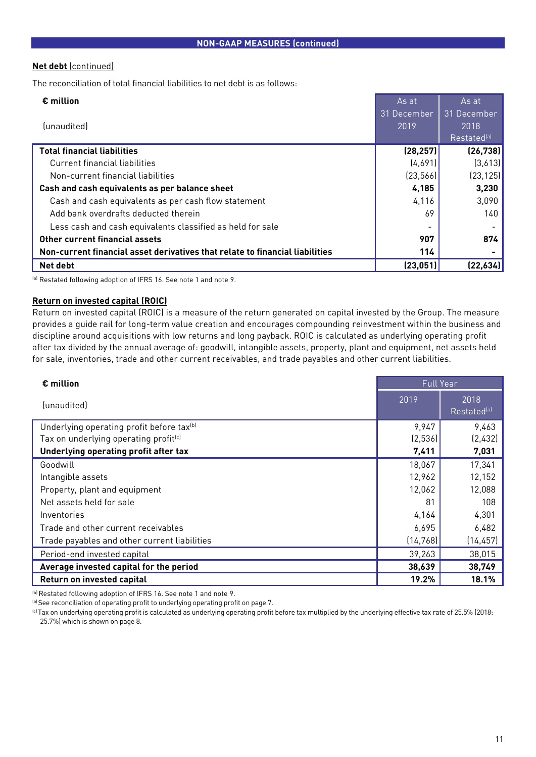## NON-GAAP MEASURES (continued)

**Net debt** (continued)

The reconciliation of total financial liabilities to net debt is as follows:

| **€ million**<br><br>(unaudited) | As at 31 December 2019 | As at 31 December 2018 Restated[a] |
|---|---|---|
| **Total financial liabilities** | **(28,257)** | **(26,738)** |
| Current financial liabilities | (4,691) | (3,613) |
| Non-current financial liabilities | (23,566) | (23,125) |
| **Cash and cash equivalents as per balance sheet** | **4,185** | **3,230** |
| Cash and cash equivalents as per cash flow statement | 4,116 | 3,090 |
| Add bank overdrafts deducted therein | 69 | 140 |
| Less cash and cash equivalents classified as held for sale | - | - |
| **Other current financial assets** | **907** | **874** |
| **Non-current financial asset derivatives that relate to financial liabilities** | **114** | **-** |
| **Net debt** | **(23,051)** | **(22,634)** |

[a] Restated following adoption of IFRS 16. See note 1 and note 9.

**Return on invested capital (ROIC)**

Return on invested capital (ROIC) is a measure of the return generated on capital invested by the Group. The measure provides a guide rail for long-term value creation and encourages compounding reinvestment within the business and discipline around acquisitions with low returns and long payback. ROIC is calculated as underlying operating profit after tax divided by the annual average of: goodwill, intangible assets, property, plant and equipment, net assets held for sale, inventories, trade and other current receivables, and trade payables and other current liabilities.

| **€ million** | Full Year | |
|---|---|---|
| (unaudited) | 2019 | 2018 Restated[a] |
| Underlying operating profit before tax[b] | 9,947 | 9,463 |
| Tax on underlying operating profit[c] | (2,536) | (2,432) |
| **Underlying operating profit after tax** | **7,411** | **7,031** |
| Goodwill | 18,067 | 17,341 |
| Intangible assets | 12,962 | 12,152 |
| Property, plant and equipment | 12,062 | 12,088 |
| Net assets held for sale | 81 | 108 |
| Inventories | 4,164 | 4,301 |
| Trade and other current receivables | 6,695 | 6,482 |
| Trade payables and other current liabilities | (14,768) | (14,457) |
| Period-end invested capital | 39,263 | 38,015 |
| **Average invested capital for the period** | **38,639** | **38,749** |
| **Return on invested capital** | **19.2%** | **18.1%** |

[a] Restated following adoption of IFRS 16. See note 1 and note 9.
[b] See reconciliation of operating profit to underlying operating profit on page 7.
[c] Tax on underlying operating profit is calculated as underlying operating profit before tax multiplied by the underlying effective tax rate of 25.5% (2018: 25.7%) which is shown on page 8.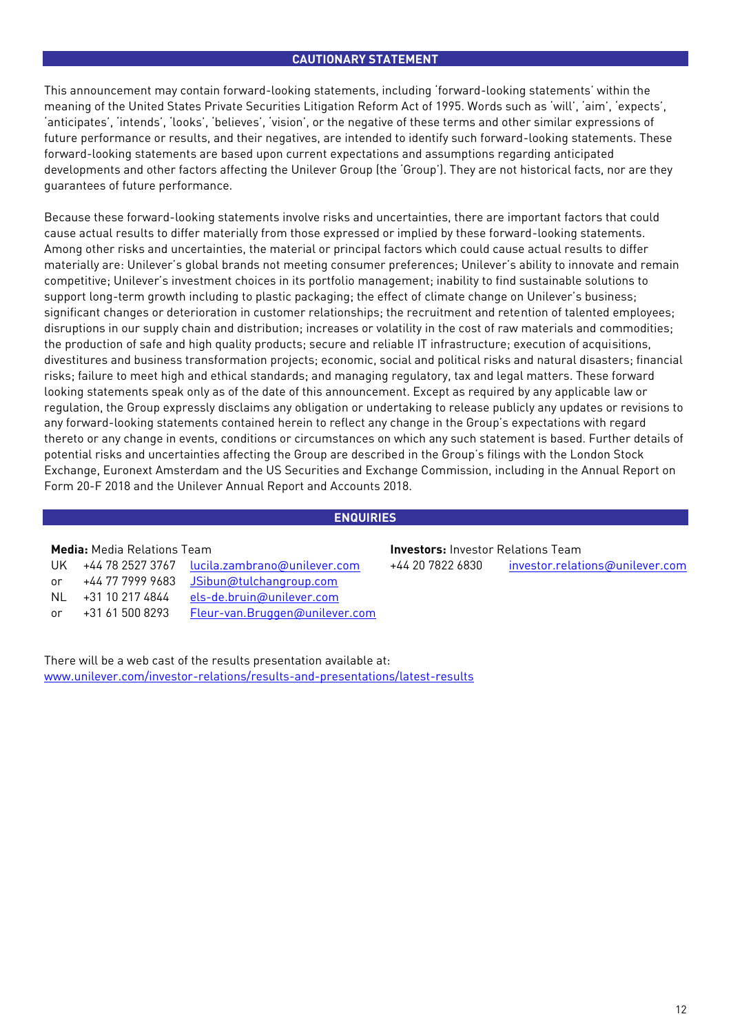## CAUTIONARY STATEMENT

This announcement may contain forward-looking statements, including 'forward-looking statements' within the meaning of the United States Private Securities Litigation Reform Act of 1995. Words such as 'will', 'aim', 'expects', 'anticipates', 'intends', 'looks', 'believes', 'vision', or the negative of these terms and other similar expressions of future performance or results, and their negatives, are intended to identify such forward-looking statements. These forward-looking statements are based upon current expectations and assumptions regarding anticipated developments and other factors affecting the Unilever Group (the 'Group'). They are not historical facts, nor are they guarantees of future performance.

Because these forward-looking statements involve risks and uncertainties, there are important factors that could cause actual results to differ materially from those expressed or implied by these forward-looking statements. Among other risks and uncertainties, the material or principal factors which could cause actual results to differ materially are: Unilever's global brands not meeting consumer preferences; Unilever's ability to innovate and remain competitive; Unilever's investment choices in its portfolio management; inability to find sustainable solutions to support long-term growth including to plastic packaging; the effect of climate change on Unilever's business; significant changes or deterioration in customer relationships; the recruitment and retention of talented employees; disruptions in our supply chain and distribution; increases or volatility in the cost of raw materials and commodities; the production of safe and high quality products; secure and reliable IT infrastructure; execution of acquisitions, divestitures and business transformation projects; economic, social and political risks and natural disasters; financial risks; failure to meet high and ethical standards; and managing regulatory, tax and legal matters. These forward looking statements speak only as of the date of this announcement. Except as required by any applicable law or regulation, the Group expressly disclaims any obligation or undertaking to release publicly any updates or revisions to any forward-looking statements contained herein to reflect any change in the Group's expectations with regard thereto or any change in events, conditions or circumstances on which any such statement is based. Further details of potential risks and uncertainties affecting the Group are described in the Group's filings with the London Stock Exchange, Euronext Amsterdam and the US Securities and Exchange Commission, including in the Annual Report on Form 20-F 2018 and the Unilever Annual Report and Accounts 2018.

## ENQUIRIES

**Media:** Media Relations Team

| | | |
|---|---|---|
| UK | +44 78 2527 3767 | lucila.zambrano@unilever.com |
| or | +44 77 7999 9683 | JSibun@tulchangroup.com |
| NL | +31 10 217 4844 | els-de.bruin@unilever.com |
| or | +31 61 500 8293 | Fleur-van.Bruggen@unilever.com |

**Investors:** Investor Relations Team

+44 20 7822 6830 investor.relations@unilever.com

There will be a web cast of the results presentation available at:
www.unilever.com/investor-relations/results-and-presentations/latest-results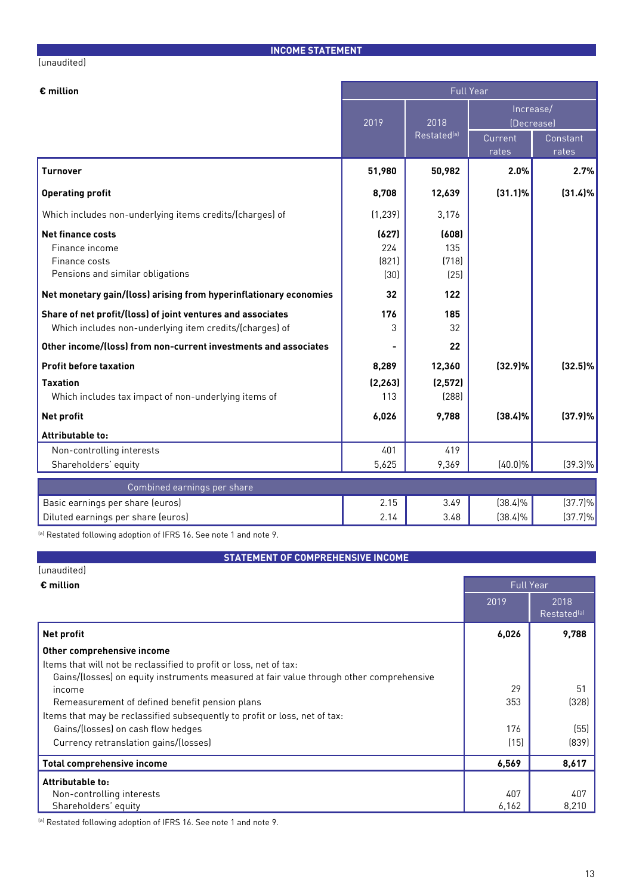## INCOME STATEMENT

(unaudited)

| € million | Full Year | | | |
|---|---|---|---|---|
| | 2019 | 2018 Restated[a] | Increase/ (Decrease) Current rates | Increase/ (Decrease) Constant rates |
| **Turnover** | **51,980** | **50,982** | **2.0%** | **2.7%** |
| **Operating profit** | **8,708** | **12,639** | **(31.1)%** | **(31.4)%** |
| Which includes non-underlying items credits/(charges) of | (1,239) | 3,176 | | |
| **Net finance costs** | **(627)** | **(608)** | | |
| Finance income | 224 | 135 | | |
| Finance costs | (821) | (718) | | |
| Pensions and similar obligations | (30) | (25) | | |
| **Net monetary gain/(loss) arising from hyperinflationary economies** | **32** | **122** | | |
| **Share of net profit/(loss) of joint ventures and associates** | **176** | **185** | | |
| Which includes non-underlying item credits/(charges) of | 3 | 32 | | |
| **Other income/(loss) from non-current investments and associates** | **-** | **22** | | |
| **Profit before taxation** | **8,289** | **12,360** | **(32.9)%** | **(32.5)%** |
| **Taxation** | **(2,263)** | **(2,572)** | | |
| Which includes tax impact of non-underlying items of | 113 | (288) | | |
| **Net profit** | **6,026** | **9,788** | **(38.4)%** | **(37.9)%** |
| **Attributable to:** | | | | |
| Non-controlling interests | 401 | 419 | | |
| Shareholders' equity | 5,625 | 9,369 | (40.0)% | (39.3)% |
| Combined earnings per share | | | | |
| Basic earnings per share (euros) | 2.15 | 3.49 | (38.4)% | (37.7)% |
| Diluted earnings per share (euros) | 2.14 | 3.48 | (38.4)% | (37.7)% |

[a] Restated following adoption of IFRS 16. See note 1 and note 9.

## STATEMENT OF COMPREHENSIVE INCOME

(unaudited)

| € million | Full Year | |
|---|---|---|
| | 2019 | 2018 Restated[a] |
| **Net profit** | **6,026** | **9,788** |
| **Other comprehensive income** | | |
| Items that will not be reclassified to profit or loss, net of tax: | | |
| Gains/(losses) on equity instruments measured at fair value through other comprehensive income | 29 | 51 |
| Remeasurement of defined benefit pension plans | 353 | (328) |
| Items that may be reclassified subsequently to profit or loss, net of tax: | | |
| Gains/(losses) on cash flow hedges | 176 | (55) |
| Currency retranslation gains/(losses) | (15) | (839) |
| **Total comprehensive income** | **6,569** | **8,617** |
| **Attributable to:** | | |
| Non-controlling interests | 407 | 407 |
| Shareholders' equity | 6,162 | 8,210 |

[a] Restated following adoption of IFRS 16. See note 1 and note 9.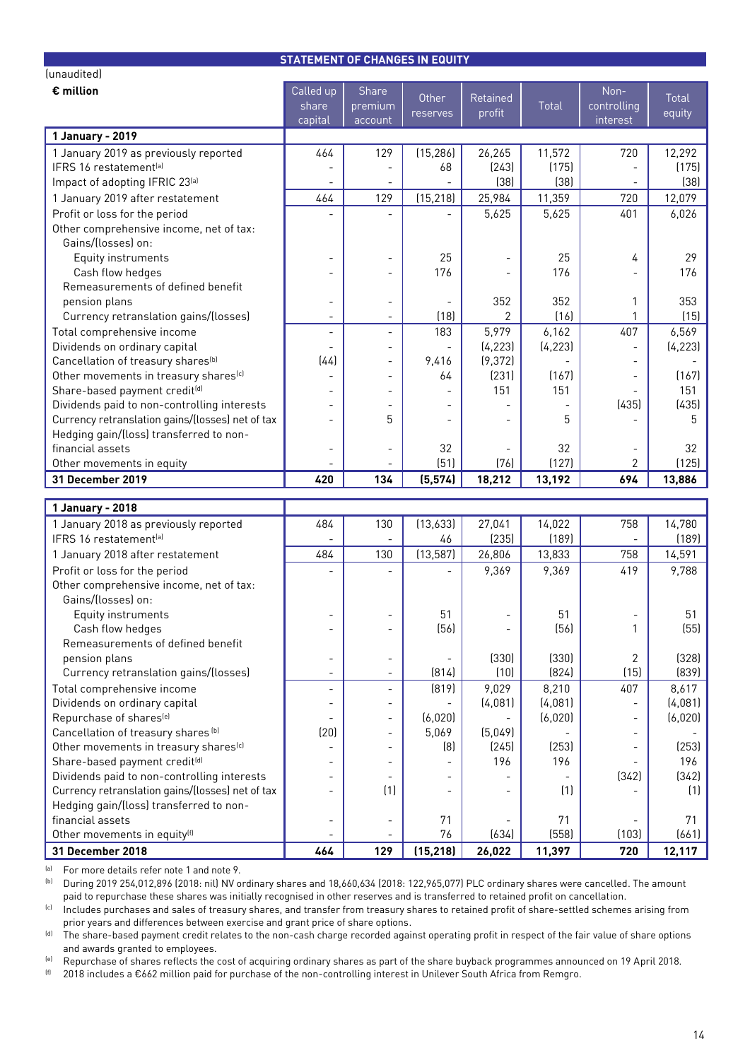## STATEMENT OF CHANGES IN EQUITY

(unaudited)

| € million | Called up share capital | Share premium account | Other reserves | Retained profit | Total | Non-controlling interest | Total equity |
|---|---|---|---|---|---|---|---|
| **1 January - 2019** | | | | | | | |
| 1 January 2019 as previously reported | 464 | 129 | (15,286) | 26,265 | 11,572 | 720 | 12,292 |
| IFRS 16 restatement[a] | - | - | 68 | (243) | (175) | - | (175) |
| Impact of adopting IFRIC 23[a] | - | - | - | (38) | (38) | - | (38) |
| 1 January 2019 after restatement | 464 | 129 | (15,218) | 25,984 | 11,359 | 720 | 12,079 |
| Profit or loss for the period | - | - | - | 5,625 | 5,625 | 401 | 6,026 |
| Other comprehensive income, net of tax: | | | | | | | |
| Gains/(losses) on: | | | | | | | |
| Equity instruments | - | - | 25 | - | 25 | 4 | 29 |
| Cash flow hedges | - | - | 176 | - | 176 | - | 176 |
| Remeasurements of defined benefit pension plans | - | - | - | 352 | 352 | 1 | 353 |
| Currency retranslation gains/(losses) | - | - | (18) | 2 | (16) | 1 | (15) |
| Total comprehensive income | - | - | 183 | 5,979 | 6,162 | 407 | 6,569 |
| Dividends on ordinary capital | - | - | - | (4,223) | (4,223) | - | (4,223) |
| Cancellation of treasury shares[b] | (44) | - | 9,416 | (9,372) | - | - | - |
| Other movements in treasury shares[c] | - | - | 64 | (231) | (167) | - | (167) |
| Share-based payment credit[d] | - | - | - | 151 | 151 | - | 151 |
| Dividends paid to non-controlling interests | - | - | - | - | - | (435) | (435) |
| Currency retranslation gains/(losses) net of tax | - | 5 | - | - | 5 | - | 5 |
| Hedging gain/(loss) transferred to non-financial assets | - | - | 32 | - | 32 | - | 32 |
| Other movements in equity | - | - | (51) | (76) | (127) | 2 | (125) |
| **31 December 2019** | **420** | **134** | **(5,574)** | **18,212** | **13,192** | **694** | **13,886** |
| **1 January - 2018** | | | | | | | |
| 1 January 2018 as previously reported | 484 | 130 | (13,633) | 27,041 | 14,022 | 758 | 14,780 |
| IFRS 16 restatement[a] | - | - | 46 | (235) | (189) | - | (189) |
| 1 January 2018 after restatement | 484 | 130 | (13,587) | 26,806 | 13,833 | 758 | 14,591 |
| Profit or loss for the period | - | - | - | 9,369 | 9,369 | 419 | 9,788 |
| Other comprehensive income, net of tax: | | | | | | | |
| Gains/(losses) on: | | | | | | | |
| Equity instruments | - | - | 51 | - | 51 | - | 51 |
| Cash flow hedges | - | - | (56) | - | (56) | 1 | (55) |
| Remeasurements of defined benefit pension plans | - | - | - | (330) | (330) | 2 | (328) |
| Currency retranslation gains/(losses) | - | - | (814) | (10) | (824) | (15) | (839) |
| Total comprehensive income | - | - | (819) | 9,029 | 8,210 | 407 | 8,617 |
| Dividends on ordinary capital | - | - | - | (4,081) | (4,081) | - | (4,081) |
| Repurchase of shares[e] | - | - | (6,020) | - | (6,020) | - | (6,020) |
| Cancellation of treasury shares[b] | (20) | - | 5,069 | (5,049) | - | - | - |
| Other movements in treasury shares[c] | - | - | (8) | (245) | (253) | - | (253) |
| Share-based payment credit[d] | - | - | - | 196 | 196 | - | 196 |
| Dividends paid to non-controlling interests | - | - | - | - | - | (342) | (342) |
| Currency retranslation gains/(losses) net of tax | - | (1) | - | - | (1) | - | (1) |
| Hedging gain/(loss) transferred to non-financial assets | - | - | 71 | - | 71 | - | 71 |
| Other movements in equity[f] | - | - | 76 | (634) | (558) | (103) | (661) |
| **31 December 2018** | **464** | **129** | **(15,218)** | **26,022** | **11,397** | **720** | **12,117** |

[a] For more details refer note 1 and note 9.

[b] During 2019 254,012,896 (2018: nil) NV ordinary shares and 18,660,634 (2018: 122,965,077) PLC ordinary shares were cancelled. The amount paid to repurchase these shares was initially recognised in other reserves and is transferred to retained profit on cancellation.

[c] Includes purchases and sales of treasury shares, and transfer from treasury shares to retained profit of share-settled schemes arising from prior years and differences between exercise and grant price of share options.

[d] The share-based payment credit relates to the non-cash charge recorded against operating profit in respect of the fair value of share options and awards granted to employees.

[e] Repurchase of shares reflects the cost of acquiring ordinary shares as part of the share buyback programmes announced on 19 April 2018.

[f] 2018 includes a €662 million paid for purchase of the non-controlling interest in Unilever South Africa from Remgro.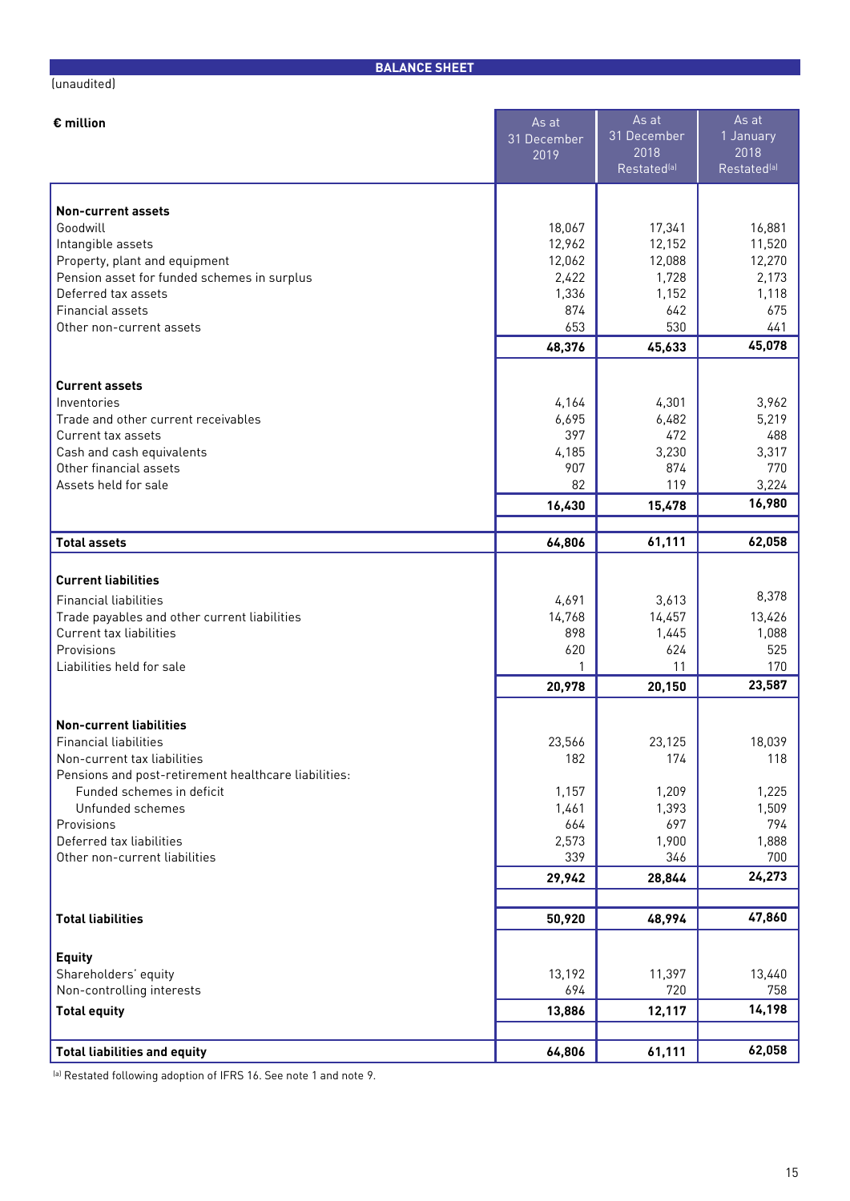## BALANCE SHEET

(unaudited)

| € million | As at 31 December 2019 | As at 31 December 2018 Restated[a] | As at 1 January 2018 Restated[a] |
|---|---|---|---|
| **Non-current assets** | | | |
| Goodwill | 18,067 | 17,341 | 16,881 |
| Intangible assets | 12,962 | 12,152 | 11,520 |
| Property, plant and equipment | 12,062 | 12,088 | 12,270 |
| Pension asset for funded schemes in surplus | 2,422 | 1,728 | 2,173 |
| Deferred tax assets | 1,336 | 1,152 | 1,118 |
| Financial assets | 874 | 642 | 675 |
| Other non-current assets | 653 | 530 | 441 |
| | **48,376** | **45,633** | **45,078** |
| **Current assets** | | | |
| Inventories | 4,164 | 4,301 | 3,962 |
| Trade and other current receivables | 6,695 | 6,482 | 5,219 |
| Current tax assets | 397 | 472 | 488 |
| Cash and cash equivalents | 4,185 | 3,230 | 3,317 |
| Other financial assets | 907 | 874 | 770 |
| Assets held for sale | 82 | 119 | 3,224 |
| | **16,430** | **15,478** | **16,980** |
| **Total assets** | **64,806** | **61,111** | **62,058** |
| **Current liabilities** | | | |
| Financial liabilities | 4,691 | 3,613 | 8,378 |
| Trade payables and other current liabilities | 14,768 | 14,457 | 13,426 |
| Current tax liabilities | 898 | 1,445 | 1,088 |
| Provisions | 620 | 624 | 525 |
| Liabilities held for sale | 1 | 11 | 170 |
| | **20,978** | **20,150** | **23,587** |
| **Non-current liabilities** | | | |
| Financial liabilities | 23,566 | 23,125 | 18,039 |
| Non-current tax liabilities | 182 | 174 | 118 |
| Pensions and post-retirement healthcare liabilities: | | | |
| Funded schemes in deficit | 1,157 | 1,209 | 1,225 |
| Unfunded schemes | 1,461 | 1,393 | 1,509 |
| Provisions | 664 | 697 | 794 |
| Deferred tax liabilities | 2,573 | 1,900 | 1,888 |
| Other non-current liabilities | 339 | 346 | 700 |
| | **29,942** | **28,844** | **24,273** |
| **Total liabilities** | **50,920** | **48,994** | **47,860** |
| **Equity** | | | |
| Shareholders' equity | 13,192 | 11,397 | 13,440 |
| Non-controlling interests | 694 | 720 | 758 |
| **Total equity** | **13,886** | **12,117** | **14,198** |
| **Total liabilities and equity** | **64,806** | **61,111** | **62,058** |

[a] Restated following adoption of IFRS 16. See note 1 and note 9.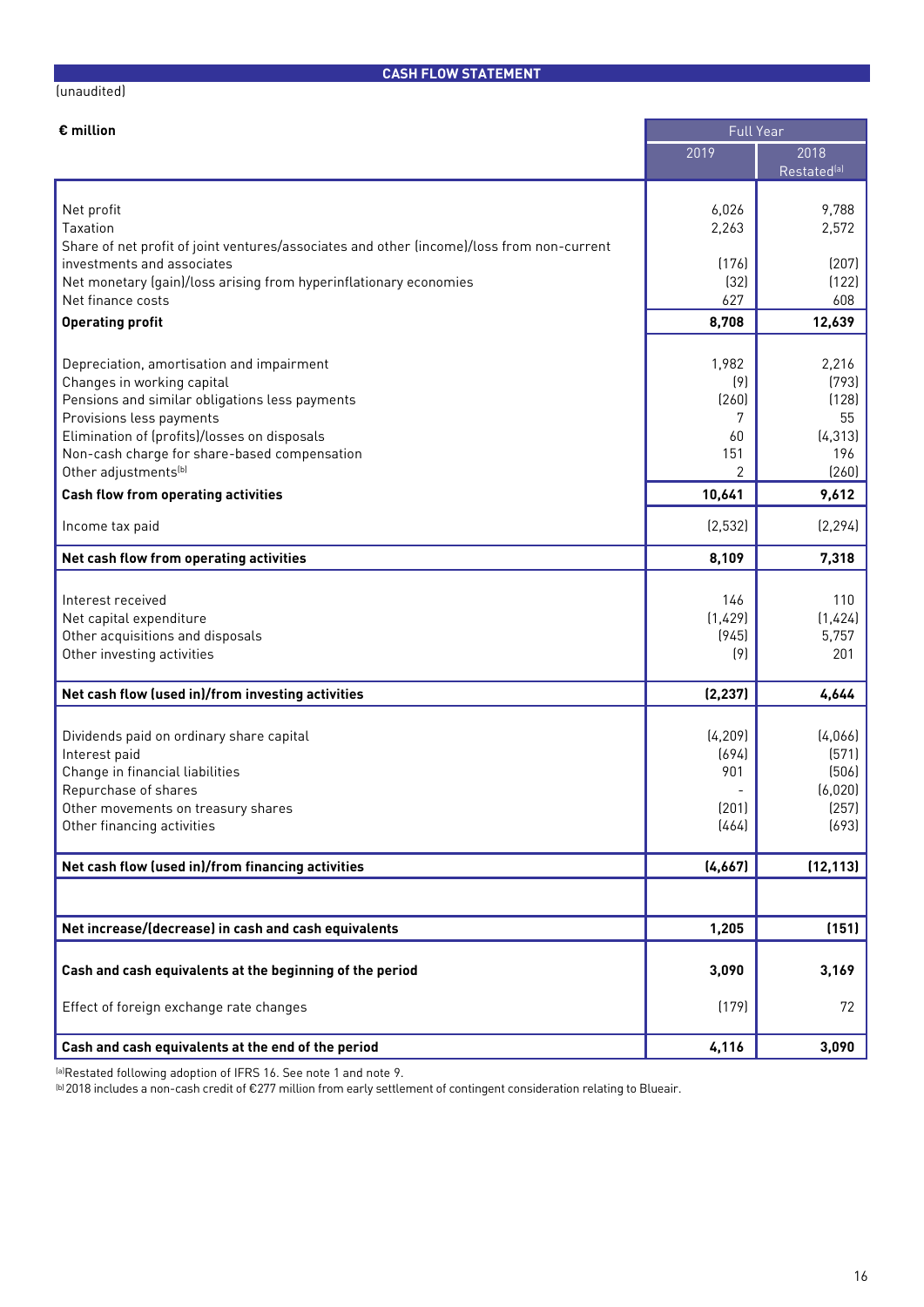## CASH FLOW STATEMENT

(unaudited)

| € million | Full Year | |
|---|---|---|
| | 2019 | 2018 Restated[a] |
| Net profit | 6,026 | 9,788 |
| Taxation | 2,263 | 2,572 |
| Share of net profit of joint ventures/associates and other (income)/loss from non-current investments and associates | (176) | (207) |
| Net monetary (gain)/loss arising from hyperinflationary economies | (32) | (122) |
| Net finance costs | 627 | 608 |
| **Operating profit** | **8,708** | **12,639** |
| Depreciation, amortisation and impairment | 1,982 | 2,216 |
| Changes in working capital | (9) | (793) |
| Pensions and similar obligations less payments | (260) | (128) |
| Provisions less payments | 7 | 55 |
| Elimination of (profits)/losses on disposals | 60 | (4,313) |
| Non-cash charge for share-based compensation | 151 | 196 |
| Other adjustments[b] | 2 | (260) |
| **Cash flow from operating activities** | **10,641** | **9,612** |
| Income tax paid | (2,532) | (2,294) |
| **Net cash flow from operating activities** | **8,109** | **7,318** |
| Interest received | 146 | 110 |
| Net capital expenditure | (1,429) | (1,424) |
| Other acquisitions and disposals | (945) | 5,757 |
| Other investing activities | (9) | 201 |
| **Net cash flow (used in)/from investing activities** | **(2,237)** | **4,644** |
| Dividends paid on ordinary share capital | (4,209) | (4,066) |
| Interest paid | (694) | (571) |
| Change in financial liabilities | 901 | (506) |
| Repurchase of shares | - | (6,020) |
| Other movements on treasury shares | (201) | (257) |
| Other financing activities | (464) | (693) |
| **Net cash flow (used in)/from financing activities** | **(4,667)** | **(12,113)** |
| **Net increase/(decrease) in cash and cash equivalents** | **1,205** | **(151)** |
| **Cash and cash equivalents at the beginning of the period** | **3,090** | **3,169** |
| Effect of foreign exchange rate changes | (179) | 72 |
| **Cash and cash equivalents at the end of the period** | **4,116** | **3,090** |

[a] Restated following adoption of IFRS 16. See note 1 and note 9.

[b] 2018 includes a non-cash credit of €277 million from early settlement of contingent consideration relating to Blueair.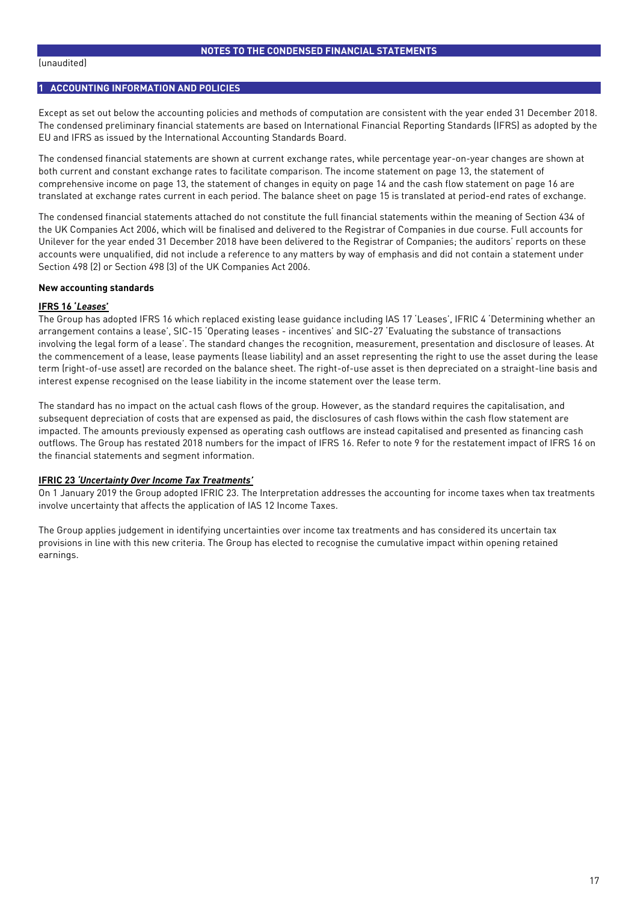## NOTES TO THE CONDENSED FINANCIAL STATEMENTS

(unaudited)

### 1 ACCOUNTING INFORMATION AND POLICIES

Except as set out below the accounting policies and methods of computation are consistent with the year ended 31 December 2018. The condensed preliminary financial statements are based on International Financial Reporting Standards (IFRS) as adopted by the EU and IFRS as issued by the International Accounting Standards Board.

The condensed financial statements are shown at current exchange rates, while percentage year-on-year changes are shown at both current and constant exchange rates to facilitate comparison. The income statement on page 13, the statement of comprehensive income on page 13, the statement of changes in equity on page 14 and the cash flow statement on page 16 are translated at exchange rates current in each period. The balance sheet on page 15 is translated at period-end rates of exchange.

The condensed financial statements attached do not constitute the full financial statements within the meaning of Section 434 of the UK Companies Act 2006, which will be finalised and delivered to the Registrar of Companies in due course. Full accounts for Unilever for the year ended 31 December 2018 have been delivered to the Registrar of Companies; the auditors' reports on these accounts were unqualified, did not include a reference to any matters by way of emphasis and did not contain a statement under Section 498 (2) or Section 498 (3) of the UK Companies Act 2006.

**New accounting standards**

**IFRS 16 '*Leases*'**

The Group has adopted IFRS 16 which replaced existing lease guidance including IAS 17 'Leases', IFRIC 4 'Determining whether an arrangement contains a lease', SIC-15 'Operating leases - incentives' and SIC-27 'Evaluating the substance of transactions involving the legal form of a lease'. The standard changes the recognition, measurement, presentation and disclosure of leases. At the commencement of a lease, lease payments (lease liability) and an asset representing the right to use the asset during the lease term (right-of-use asset) are recorded on the balance sheet. The right-of-use asset is then depreciated on a straight-line basis and interest expense recognised on the lease liability in the income statement over the lease term.

The standard has no impact on the actual cash flows of the group. However, as the standard requires the capitalisation, and subsequent depreciation of costs that are expensed as paid, the disclosures of cash flows within the cash flow statement are impacted. The amounts previously expensed as operating cash outflows are instead capitalised and presented as financing cash outflows. The Group has restated 2018 numbers for the impact of IFRS 16. Refer to note 9 for the restatement impact of IFRS 16 on the financial statements and segment information.

**IFRIC 23 *'Uncertainty Over Income Tax Treatments'***

On 1 January 2019 the Group adopted IFRIC 23. The Interpretation addresses the accounting for income taxes when tax treatments involve uncertainty that affects the application of IAS 12 Income Taxes.

The Group applies judgement in identifying uncertainties over income tax treatments and has considered its uncertain tax provisions in line with this new criteria. The Group has elected to recognise the cumulative impact within opening retained earnings.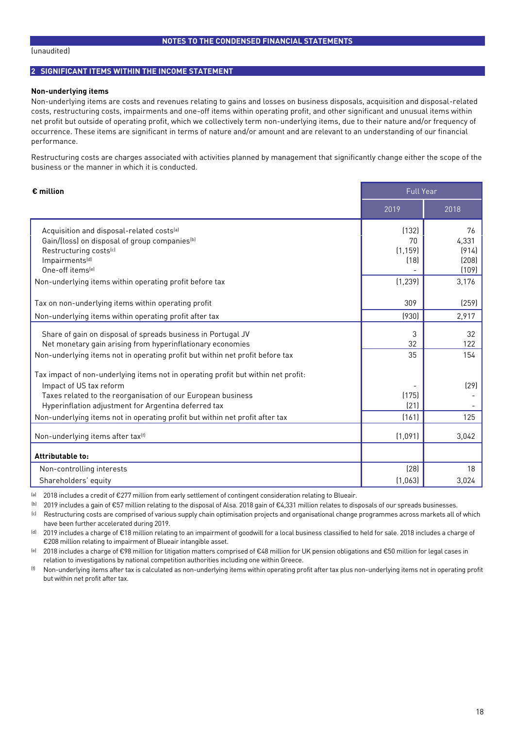## NOTES TO THE CONDENSED FINANCIAL STATEMENTS

(unaudited)

### 2 SIGNIFICANT ITEMS WITHIN THE INCOME STATEMENT

**Non-underlying items**

Non-underlying items are costs and revenues relating to gains and losses on business disposals, acquisition and disposal-related costs, restructuring costs, impairments and one-off items within operating profit, and other significant and unusual items within net profit but outside of operating profit, which we collectively term non-underlying items, due to their nature and/or frequency of occurrence. These items are significant in terms of nature and/or amount and are relevant to an understanding of our financial performance.

Restructuring costs are charges associated with activities planned by management that significantly change either the scope of the business or the manner in which it is conducted.

| € million | Full Year | |
|---|---|---|
| | 2019 | 2018 |
| Acquisition and disposal-related costs[a] | (132) | 76 |
| Gain/(loss) on disposal of group companies[b] | 70 | 4,331 |
| Restructuring costs[c] | (1,159) | (914) |
| Impairments[d] | (18) | (208) |
| One-off items[e] | - | (109) |
| Non-underlying items within operating profit before tax | (1,239) | 3,176 |
| Tax on non-underlying items within operating profit | 309 | (259) |
| Non-underlying items within operating profit after tax | (930) | 2,917 |
| Share of gain on disposal of spreads business in Portugal JV | 3 | 32 |
| Net monetary gain arising from hyperinflationary economies | 32 | 122 |
| Non-underlying items not in operating profit but within net profit before tax | 35 | 154 |
| Tax impact of non-underlying items not in operating profit but within net profit: | | |
| Impact of US tax reform | - | (29) |
| Taxes related to the reorganisation of our European business | (175) | - |
| Hyperinflation adjustment for Argentina deferred tax | (21) | - |
| Non-underlying items not in operating profit but within net profit after tax | (161) | 125 |
| Non-underlying items after tax[f] | (1,091) | 3,042 |
| **Attributable to:** | | |
| Non-controlling interests | (28) | 18 |
| Shareholders' equity | (1,063) | 3,024 |

[a] 2018 includes a credit of €277 million from early settlement of contingent consideration relating to Blueair.

[b] 2019 includes a gain of €57 million relating to the disposal of Alsa. 2018 gain of €4,331 million relates to disposals of our spreads businesses.

[c] Restructuring costs are comprised of various supply chain optimisation projects and organisational change programmes across markets all of which have been further accelerated during 2019.

[d] 2019 includes a charge of €18 million relating to an impairment of goodwill for a local business classified to held for sale. 2018 includes a charge of €208 million relating to impairment of Blueair intangible asset.

[e] 2018 includes a charge of €98 million for litigation matters comprised of €48 million for UK pension obligations and €50 million for legal cases in relation to investigations by national competition authorities including one within Greece.

[f] Non-underlying items after tax is calculated as non-underlying items within operating profit after tax plus non-underlying items not in operating profit but within net profit after tax.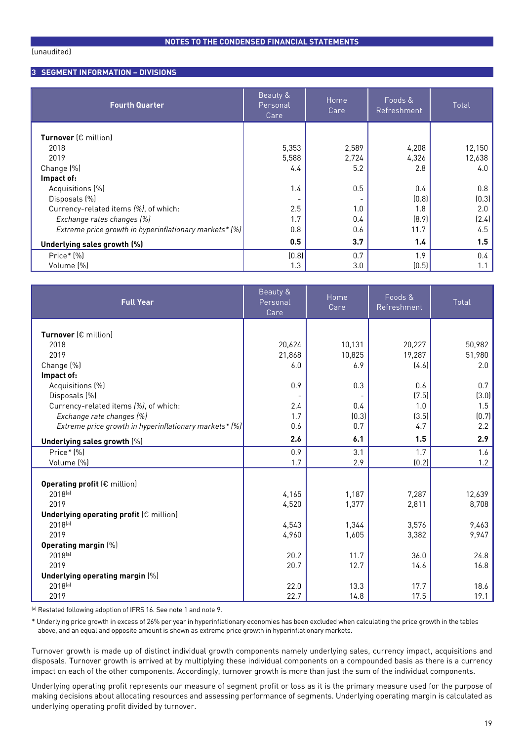**NOTES TO THE CONDENSED FINANCIAL STATEMENTS**

(unaudited)

## 3 SEGMENT INFORMATION – DIVISIONS

| Fourth Quarter | Beauty & Personal Care | Home Care | Foods & Refreshment | Total |
|---|---|---|---|---|
| **Turnover** (€ million) | | | | |
| 2018 | 5,353 | 2,589 | 4,208 | 12,150 |
| 2019 | 5,588 | 2,724 | 4,326 | 12,638 |
| Change (%) | 4.4 | 5.2 | 2.8 | 4.0 |
| **Impact of:** | | | | |
| Acquisitions (%) | 1.4 | 0.5 | 0.4 | 0.8 |
| Disposals (%) | - | - | (0.8) | (0.3) |
| Currency-related items *(%)*, of which: | 2.5 | 1.0 | 1.8 | 2.0 |
| *Exchange rates changes (%)* | 1.7 | 0.4 | (8.9) | (2.4) |
| *Extreme price growth in hyperinflationary markets\* (%)* | 0.8 | 0.6 | 11.7 | 4.5 |
| **Underlying sales growth (%)** | **0.5** | **3.7** | **1.4** | **1.5** |
| Price\* (%) | (0.8) | 0.7 | 1.9 | 0.4 |
| Volume (%) | 1.3 | 3.0 | (0.5) | 1.1 |

| Full Year | Beauty & Personal Care | Home Care | Foods & Refreshment | Total |
|---|---|---|---|---|
| **Turnover** (€ million) | | | | |
| 2018 | 20,624 | 10,131 | 20,227 | 50,982 |
| 2019 | 21,868 | 10,825 | 19,287 | 51,980 |
| Change (%) | 6.0 | 6.9 | (4.6) | 2.0 |
| **Impact of:** | | | | |
| Acquisitions (%) | 0.9 | 0.3 | 0.6 | 0.7 |
| Disposals (%) | - | - | (7.5) | (3.0) |
| Currency-related items *(%)*, of which: | 2.4 | 0.4 | 1.0 | 1.5 |
| *Exchange rate changes (%)* | 1.7 | (0.3) | (3.5) | (0.7) |
| *Extreme price growth in hyperinflationary markets\* (%)* | 0.6 | 0.7 | 4.7 | 2.2 |
| **Underlying sales growth** (%) | **2.6** | **6.1** | **1.5** | **2.9** |
| Price\* (%) | 0.9 | 3.1 | 1.7 | 1.6 |
| Volume (%) | 1.7 | 2.9 | (0.2) | 1.2 |
| **Operating profit** (€ million) | | | | |
| 2018[a] | 4,165 | 1,187 | 7,287 | 12,639 |
| 2019 | 4,520 | 1,377 | 2,811 | 8,708 |
| **Underlying operating profit** (€ million) | | | | |
| 2018[a] | 4,543 | 1,344 | 3,576 | 9,463 |
| 2019 | 4,960 | 1,605 | 3,382 | 9,947 |
| **Operating margin** (%) | | | | |
| 2018[a] | 20.2 | 11.7 | 36.0 | 24.8 |
| 2019 | 20.7 | 12.7 | 14.6 | 16.8 |
| **Underlying operating margin** (%) | | | | |
| 2018[a] | 22.0 | 13.3 | 17.7 | 18.6 |
| 2019 | 22.7 | 14.8 | 17.5 | 19.1 |

[a] Restated following adoption of IFRS 16. See note 1 and note 9.

\* Underlying price growth in excess of 26% per year in hyperinflationary economies has been excluded when calculating the price growth in the tables above, and an equal and opposite amount is shown as extreme price growth in hyperinflationary markets.

Turnover growth is made up of distinct individual growth components namely underlying sales, currency impact, acquisitions and disposals. Turnover growth is arrived at by multiplying these individual components on a compounded basis as there is a currency impact on each of the other components. Accordingly, turnover growth is more than just the sum of the individual components.

Underlying operating profit represents our measure of segment profit or loss as it is the primary measure used for the purpose of making decisions about allocating resources and assessing performance of segments. Underlying operating margin is calculated as underlying operating profit divided by turnover.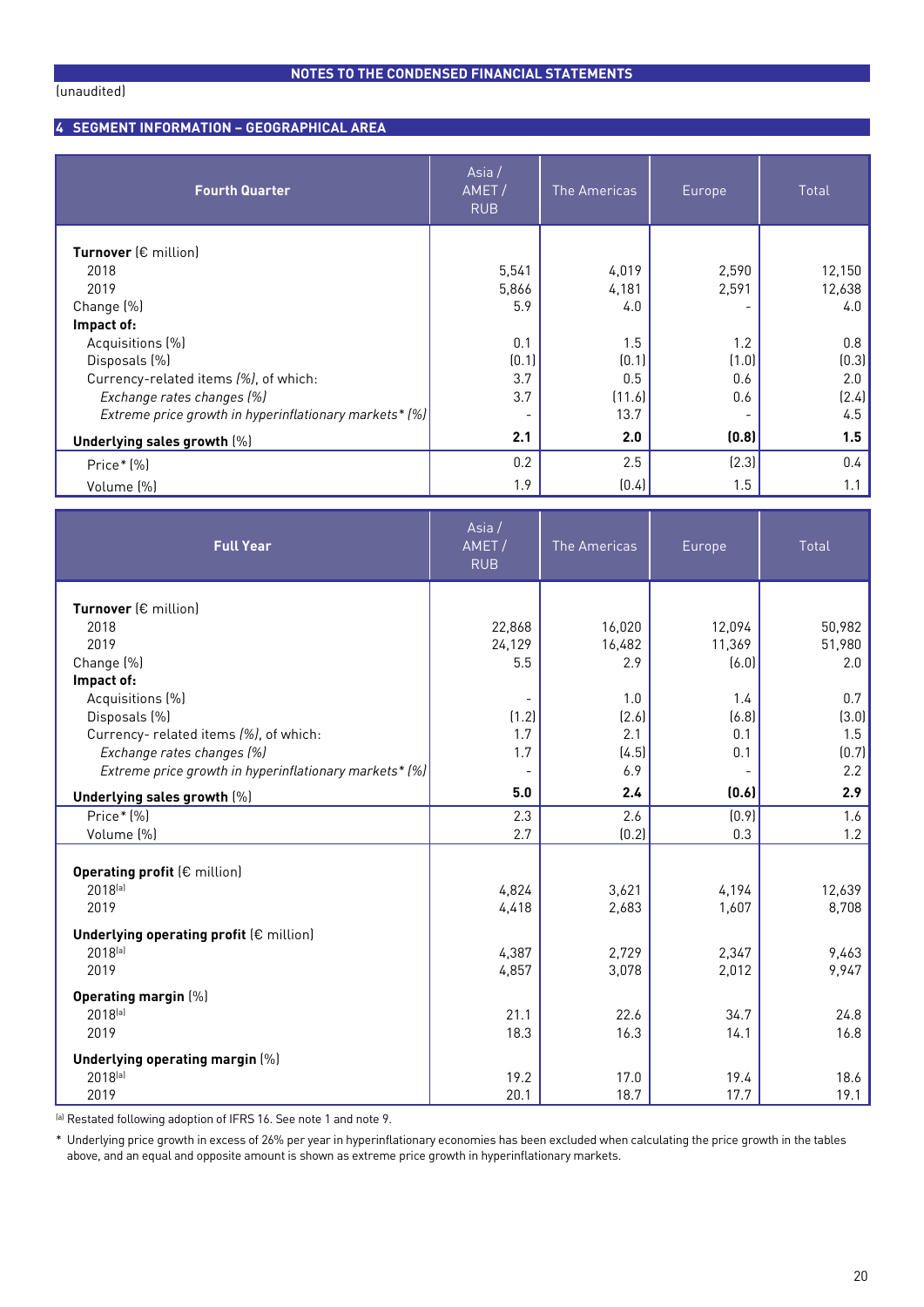## NOTES TO THE CONDENSED FINANCIAL STATEMENTS

(unaudited)

### 4 SEGMENT INFORMATION – GEOGRAPHICAL AREA

| **Fourth Quarter** | Asia / AMET / RUB | The Americas | Europe | Total |
|---|---|---|---|---|
| **Turnover** (€ million) | | | | |
| 2018 | 5,541 | 4,019 | 2,590 | 12,150 |
| 2019 | 5,866 | 4,181 | 2,591 | 12,638 |
| Change (%) | 5.9 | 4.0 | - | 4.0 |
| **Impact of:** | | | | |
| Acquisitions (%) | 0.1 | 1.5 | 1.2 | 0.8 |
| Disposals (%) | (0.1) | (0.1) | (1.0) | (0.3) |
| Currency-related items *(%)*, of which: | 3.7 | 0.5 | 0.6 | 2.0 |
| *Exchange rates changes (%)* | 3.7 | (11.6) | 0.6 | (2.4) |
| *Extreme price growth in hyperinflationary markets\* (%)* | - | 13.7 | - | 4.5 |
| **Underlying sales growth** (%) | **2.1** | **2.0** | **(0.8)** | **1.5** |
| Price\* (%) | 0.2 | 2.5 | (2.3) | 0.4 |
| Volume (%) | 1.9 | (0.4) | 1.5 | 1.1 |

| **Full Year** | Asia / AMET / RUB | The Americas | Europe | Total |
|---|---|---|---|---|
| **Turnover** (€ million) | | | | |
| 2018 | 22,868 | 16,020 | 12,094 | 50,982 |
| 2019 | 24,129 | 16,482 | 11,369 | 51,980 |
| Change (%) | 5.5 | 2.9 | (6.0) | 2.0 |
| **Impact of:** | | | | |
| Acquisitions (%) | - | 1.0 | 1.4 | 0.7 |
| Disposals (%) | (1.2) | (2.6) | (6.8) | (3.0) |
| Currency- related items *(%)*, of which: | 1.7 | 2.1 | 0.1 | 1.5 |
| *Exchange rates changes (%)* | 1.7 | (4.5) | 0.1 | (0.7) |
| *Extreme price growth in hyperinflationary markets\* (%)* | - | 6.9 | - | 2.2 |
| **Underlying sales growth** (%) | **5.0** | **2.4** | **(0.6)** | **2.9** |
| Price\* (%) | 2.3 | 2.6 | (0.9) | 1.6 |
| Volume (%) | 2.7 | (0.2) | 0.3 | 1.2 |
| **Operating profit** (€ million) | | | | |
| 2018[a] | 4,824 | 3,621 | 4,194 | 12,639 |
| 2019 | 4,418 | 2,683 | 1,607 | 8,708 |
| **Underlying operating profit** (€ million) | | | | |
| 2018[a] | 4,387 | 2,729 | 2,347 | 9,463 |
| 2019 | 4,857 | 3,078 | 2,012 | 9,947 |
| **Operating margin** (%) | | | | |
| 2018[a] | 21.1 | 22.6 | 34.7 | 24.8 |
| 2019 | 18.3 | 16.3 | 14.1 | 16.8 |
| **Underlying operating margin** (%) | | | | |
| 2018[a] | 19.2 | 17.0 | 19.4 | 18.6 |
| 2019 | 20.1 | 18.7 | 17.7 | 19.1 |

[a] Restated following adoption of IFRS 16. See note 1 and note 9.

\* Underlying price growth in excess of 26% per year in hyperinflationary economies has been excluded when calculating the price growth in the tables above, and an equal and opposite amount is shown as extreme price growth in hyperinflationary markets.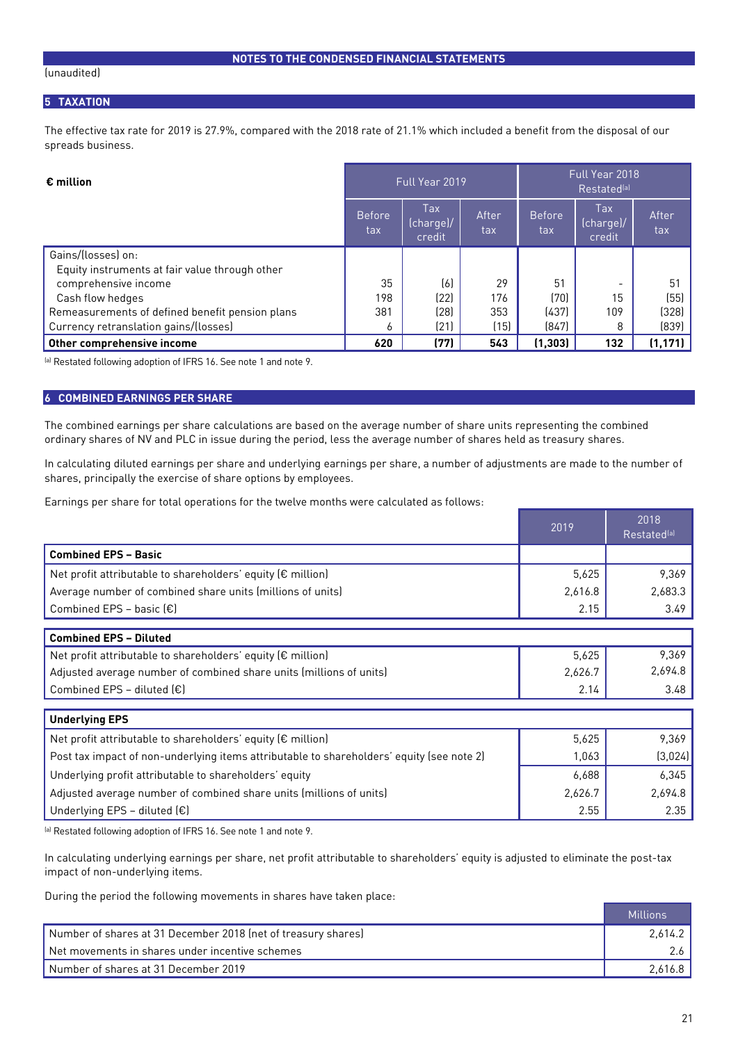NOTES TO THE CONDENSED FINANCIAL STATEMENTS

(unaudited)

## 5 TAXATION

The effective tax rate for 2019 is 27.9%, compared with the 2018 rate of 21.1% which included a benefit from the disposal of our spreads business.

| € million | Full Year 2019 | | | Full Year 2018 Restated[a] | | |
|---|---|---|---|---|---|---|
| | Before tax | Tax (charge)/ credit | After tax | Before tax | Tax (charge)/ credit | After tax |
| Gains/(losses) on: | | | | | | |
| Equity instruments at fair value through other comprehensive income | 35 | (6) | 29 | 51 | - | 51 |
| Cash flow hedges | 198 | (22) | 176 | (70) | 15 | (55) |
| Remeasurements of defined benefit pension plans | 381 | (28) | 353 | (437) | 109 | (328) |
| Currency retranslation gains/(losses) | 6 | (21) | (15) | (847) | 8 | (839) |
| **Other comprehensive income** | **620** | **(77)** | **543** | **(1,303)** | **132** | **(1,171)** |

[a] Restated following adoption of IFRS 16. See note 1 and note 9.

## 6 COMBINED EARNINGS PER SHARE

The combined earnings per share calculations are based on the average number of share units representing the combined ordinary shares of NV and PLC in issue during the period, less the average number of shares held as treasury shares.

In calculating diluted earnings per share and underlying earnings per share, a number of adjustments are made to the number of shares, principally the exercise of share options by employees.

Earnings per share for total operations for the twelve months were calculated as follows:

| | 2019 | 2018 Restated[a] |
|---|---|---|
| **Combined EPS – Basic** | | |
| Net profit attributable to shareholders' equity (€ million) | 5,625 | 9,369 |
| Average number of combined share units (millions of units) | 2,616.8 | 2,683.3 |
| Combined EPS – basic (€) | 2.15 | 3.49 |
| **Combined EPS – Diluted** | | |
| Net profit attributable to shareholders' equity (€ million) | 5,625 | 9,369 |
| Adjusted average number of combined share units (millions of units) | 2,626.7 | 2,694.8 |
| Combined EPS – diluted (€) | 2.14 | 3.48 |
| **Underlying EPS** | | |
| Net profit attributable to shareholders' equity (€ million) | 5,625 | 9,369 |
| Post tax impact of non-underlying items attributable to shareholders' equity (see note 2) | 1,063 | (3,024) |
| Underlying profit attributable to shareholders' equity | 6,688 | 6,345 |
| Adjusted average number of combined share units (millions of units) | 2,626.7 | 2,694.8 |
| Underlying EPS – diluted (€) | 2.55 | 2.35 |

[a] Restated following adoption of IFRS 16. See note 1 and note 9.

In calculating underlying earnings per share, net profit attributable to shareholders' equity is adjusted to eliminate the post-tax impact of non-underlying items.

During the period the following movements in shares have taken place:

| | Millions |
|---|---|
| Number of shares at 31 December 2018 (net of treasury shares) | 2,614.2 |
| Net movements in shares under incentive schemes | 2.6 |
| Number of shares at 31 December 2019 | 2,616.8 |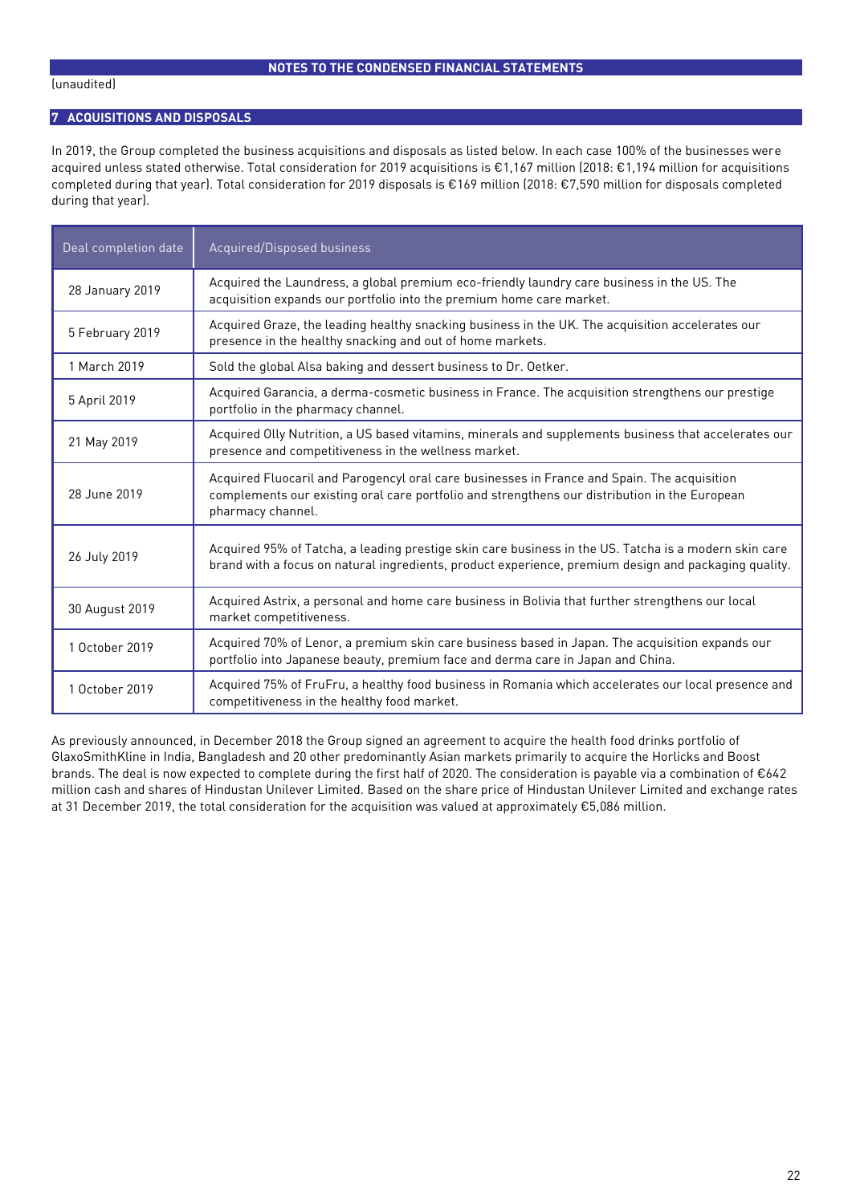(unaudited)

## 7 ACQUISITIONS AND DISPOSALS

In 2019, the Group completed the business acquisitions and disposals as listed below. In each case 100% of the businesses were acquired unless stated otherwise. Total consideration for 2019 acquisitions is €1,167 million (2018: €1,194 million for acquisitions completed during that year). Total consideration for 2019 disposals is €169 million (2018: €7,590 million for disposals completed during that year).

| Deal completion date | Acquired/Disposed business |
|---|---|
| 28 January 2019 | Acquired the Laundress, a global premium eco-friendly laundry care business in the US. The acquisition expands our portfolio into the premium home care market. |
| 5 February 2019 | Acquired Graze, the leading healthy snacking business in the UK. The acquisition accelerates our presence in the healthy snacking and out of home markets. |
| 1 March 2019 | Sold the global Alsa baking and dessert business to Dr. Oetker. |
| 5 April 2019 | Acquired Garancia, a derma-cosmetic business in France. The acquisition strengthens our prestige portfolio in the pharmacy channel. |
| 21 May 2019 | Acquired Olly Nutrition, a US based vitamins, minerals and supplements business that accelerates our presence and competitiveness in the wellness market. |
| 28 June 2019 | Acquired Fluocaril and Parogencyl oral care businesses in France and Spain. The acquisition complements our existing oral care portfolio and strengthens our distribution in the European pharmacy channel. |
| 26 July 2019 | Acquired 95% of Tatcha, a leading prestige skin care business in the US. Tatcha is a modern skin care brand with a focus on natural ingredients, product experience, premium design and packaging quality. |
| 30 August 2019 | Acquired Astrix, a personal and home care business in Bolivia that further strengthens our local market competitiveness. |
| 1 October 2019 | Acquired 70% of Lenor, a premium skin care business based in Japan. The acquisition expands our portfolio into Japanese beauty, premium face and derma care in Japan and China. |
| 1 October 2019 | Acquired 75% of FruFru, a healthy food business in Romania which accelerates our local presence and competitiveness in the healthy food market. |

As previously announced, in December 2018 the Group signed an agreement to acquire the health food drinks portfolio of GlaxoSmithKline in India, Bangladesh and 20 other predominantly Asian markets primarily to acquire the Horlicks and Boost brands. The deal is now expected to complete during the first half of 2020. The consideration is payable via a combination of €642 million cash and shares of Hindustan Unilever Limited. Based on the share price of Hindustan Unilever Limited and exchange rates at 31 December 2019, the total consideration for the acquisition was valued at approximately €5,086 million.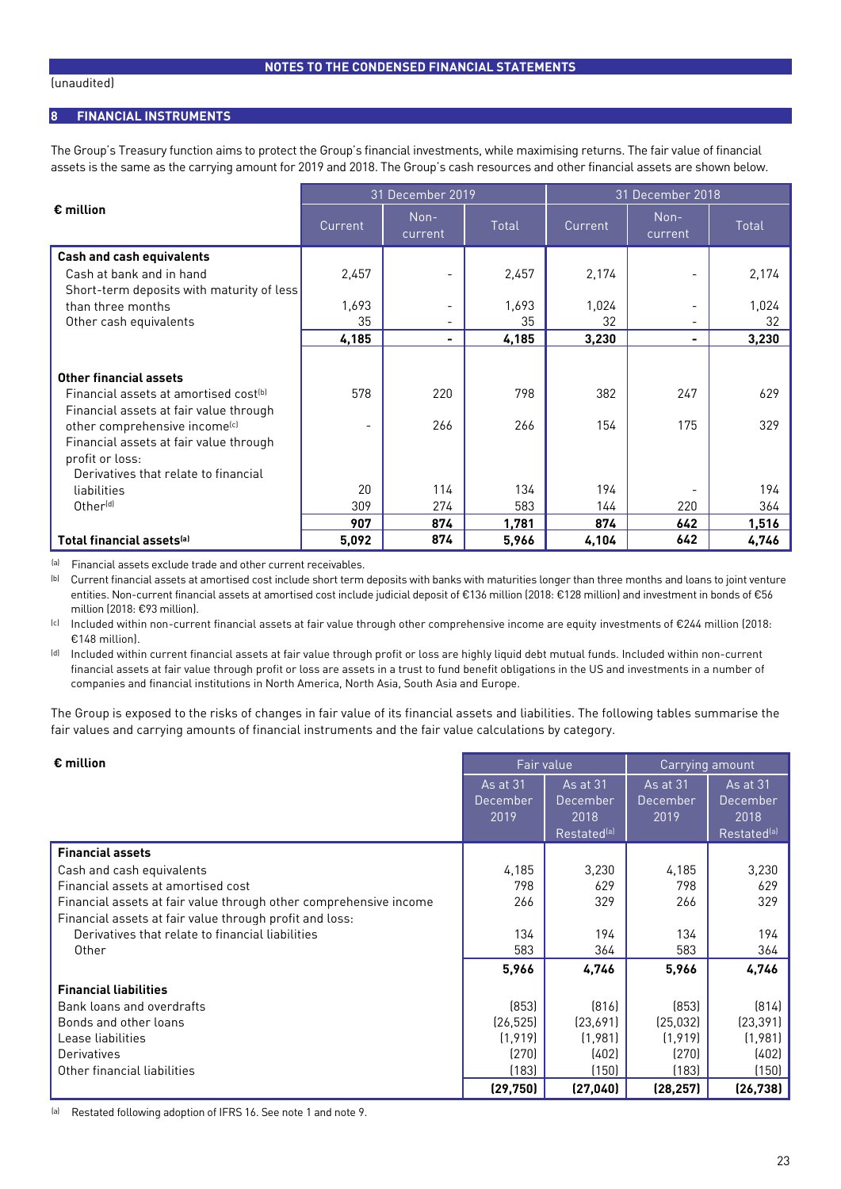(unaudited)

## 8 FINANCIAL INSTRUMENTS

The Group's Treasury function aims to protect the Group's financial investments, while maximising returns. The fair value of financial assets is the same as the carrying amount for 2019 and 2018. The Group's cash resources and other financial assets are shown below.

| € million | 31 December 2019 | | | 31 December 2018 | | |
|---|---|---|---|---|---|---|
| | Current | Non-current | Total | Current | Non-current | Total |
| **Cash and cash equivalents** | | | | | | |
| Cash at bank and in hand | 2,457 | - | 2,457 | 2,174 | - | 2,174 |
| Short-term deposits with maturity of less than three months | 1,693 | - | 1,693 | 1,024 | - | 1,024 |
| Other cash equivalents | 35 | - | 35 | 32 | - | 32 |
| | **4,185** | **-** | **4,185** | **3,230** | **-** | **3,230** |
| **Other financial assets** | | | | | | |
| Financial assets at amortised cost[b] | 578 | 220 | 798 | 382 | 247 | 629 |
| Financial assets at fair value through other comprehensive income[c] | - | 266 | 266 | 154 | 175 | 329 |
| Financial assets at fair value through profit or loss: | | | | | | |
| Derivatives that relate to financial liabilities | 20 | 114 | 134 | 194 | - | 194 |
| Other[d] | 309 | 274 | 583 | 144 | 220 | 364 |
| | **907** | **874** | **1,781** | **874** | **642** | **1,516** |
| **Total financial assets[a]** | **5,092** | **874** | **5,966** | **4,104** | **642** | **4,746** |

[a] Financial assets exclude trade and other current receivables.

[b] Current financial assets at amortised cost include short term deposits with banks with maturities longer than three months and loans to joint venture entities. Non-current financial assets at amortised cost include judicial deposit of €136 million (2018: €128 million) and investment in bonds of €56 million (2018: €93 million).

[c] Included within non-current financial assets at fair value through other comprehensive income are equity investments of €244 million (2018: €148 million).

[d] Included within current financial assets at fair value through profit or loss are highly liquid debt mutual funds. Included within non-current financial assets at fair value through profit or loss are assets in a trust to fund benefit obligations in the US and investments in a number of companies and financial institutions in North America, North Asia, South Asia and Europe.

The Group is exposed to the risks of changes in fair value of its financial assets and liabilities. The following tables summarise the fair values and carrying amounts of financial instruments and the fair value calculations by category.

| € million | Fair value | | Carrying amount | |
|---|---|---|---|---|
| | As at 31 December 2019 | As at 31 December 2018 Restated[a] | As at 31 December 2019 | As at 31 December 2018 Restated[a] |
| **Financial assets** | | | | |
| Cash and cash equivalents | 4,185 | 3,230 | 4,185 | 3,230 |
| Financial assets at amortised cost | 798 | 629 | 798 | 629 |
| Financial assets at fair value through other comprehensive income | 266 | 329 | 266 | 329 |
| Financial assets at fair value through profit and loss: | | | | |
| Derivatives that relate to financial liabilities | 134 | 194 | 134 | 194 |
| Other | 583 | 364 | 583 | 364 |
| | **5,966** | **4,746** | **5,966** | **4,746** |
| **Financial liabilities** | | | | |
| Bank loans and overdrafts | (853) | (816) | (853) | (814) |
| Bonds and other loans | (26,525) | (23,691) | (25,032) | (23,391) |
| Lease liabilities | (1,919) | (1,981) | (1,919) | (1,981) |
| Derivatives | (270) | (402) | (270) | (402) |
| Other financial liabilities | (183) | (150) | (183) | (150) |
| | **(29,750)** | **(27,040)** | **(28,257)** | **(26,738)** |

[a] Restated following adoption of IFRS 16. See note 1 and note 9.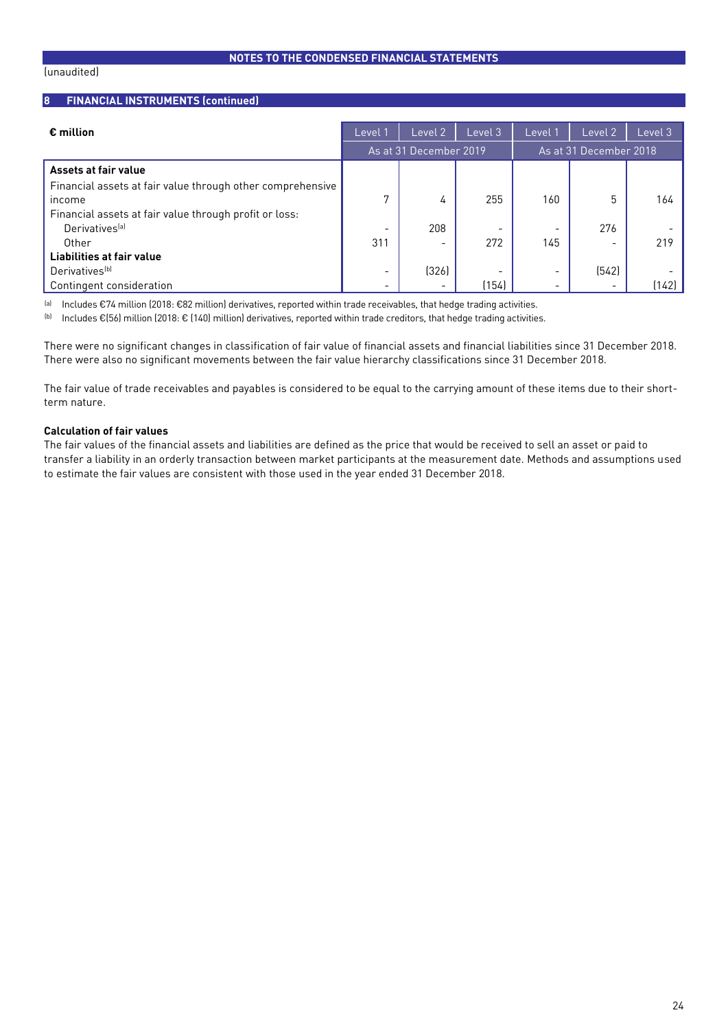(unaudited)

## 8 FINANCIAL INSTRUMENTS (continued)

| € million | Level 1 | Level 2 | Level 3 | Level 1 | Level 2 | Level 3 |
|---|---|---|---|---|---|---|
| | As at 31 December 2019 | | | As at 31 December 2018 | | |
| **Assets at fair value** | | | | | | |
| Financial assets at fair value through other comprehensive income | 7 | 4 | 255 | 160 | 5 | 164 |
| Financial assets at fair value through profit or loss: | | | | | | |
| Derivatives[a] | - | 208 | - | - | 276 | - |
| Other | 311 | - | 272 | 145 | - | 219 |
| **Liabilities at fair value** | | | | | | |
| Derivatives[b] | - | (326) | - | - | (542) | - |
| Contingent consideration | - | - | (154) | - | - | (142) |

[a] Includes €74 million (2018: €82 million) derivatives, reported within trade receivables, that hedge trading activities.

[b] Includes €(56) million (2018: € (140) million) derivatives, reported within trade creditors, that hedge trading activities.

There were no significant changes in classification of fair value of financial assets and financial liabilities since 31 December 2018. There were also no significant movements between the fair value hierarchy classifications since 31 December 2018.

The fair value of trade receivables and payables is considered to be equal to the carrying amount of these items due to their short-term nature.

**Calculation of fair values**

The fair values of the financial assets and liabilities are defined as the price that would be received to sell an asset or paid to transfer a liability in an orderly transaction between market participants at the measurement date. Methods and assumptions used to estimate the fair values are consistent with those used in the year ended 31 December 2018.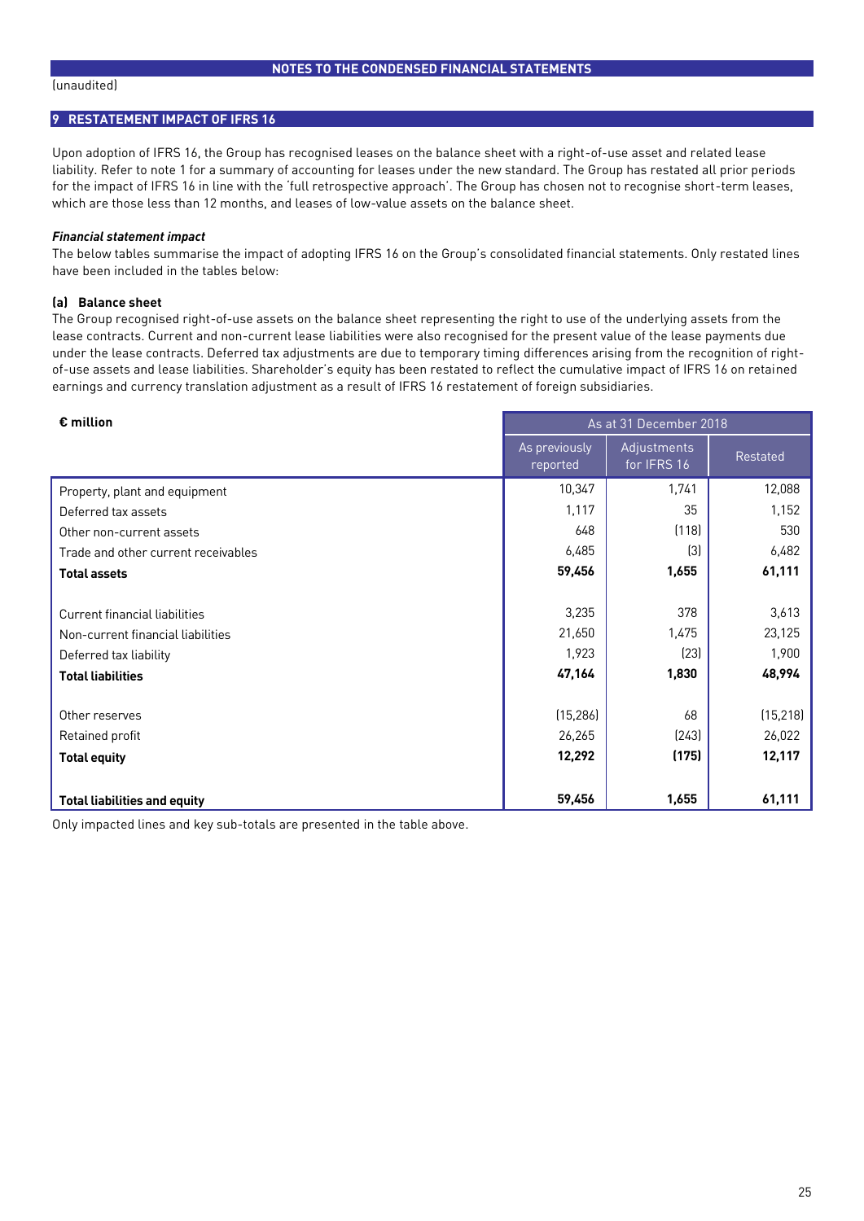NOTES TO THE CONDENSED FINANCIAL STATEMENTS

(unaudited)

## 9 RESTATEMENT IMPACT OF IFRS 16

Upon adoption of IFRS 16, the Group has recognised leases on the balance sheet with a right-of-use asset and related lease liability. Refer to note 1 for a summary of accounting for leases under the new standard. The Group has restated all prior periods for the impact of IFRS 16 in line with the 'full retrospective approach'. The Group has chosen not to recognise short-term leases, which are those less than 12 months, and leases of low-value assets on the balance sheet.

***Financial statement impact***

The below tables summarise the impact of adopting IFRS 16 on the Group's consolidated financial statements. Only restated lines have been included in the tables below:

### (a) Balance sheet

The Group recognised right-of-use assets on the balance sheet representing the right to use of the underlying assets from the lease contracts. Current and non-current lease liabilities were also recognised for the present value of the lease payments due under the lease contracts. Deferred tax adjustments are due to temporary timing differences arising from the recognition of right-of-use assets and lease liabilities. Shareholder's equity has been restated to reflect the cumulative impact of IFRS 16 on retained earnings and currency translation adjustment as a result of IFRS 16 restatement of foreign subsidiaries.

| **€ million** | As at 31 December 2018 | | |
|---|---|---|---|
| | As previously reported | Adjustments for IFRS 16 | Restated |
| Property, plant and equipment | 10,347 | 1,741 | 12,088 |
| Deferred tax assets | 1,117 | 35 | 1,152 |
| Other non-current assets | 648 | (118) | 530 |
| Trade and other current receivables | 6,485 | (3) | 6,482 |
| **Total assets** | **59,456** | **1,655** | **61,111** |
| | | | |
| Current financial liabilities | 3,235 | 378 | 3,613 |
| Non-current financial liabilities | 21,650 | 1,475 | 23,125 |
| Deferred tax liability | 1,923 | (23) | 1,900 |
| **Total liabilities** | **47,164** | **1,830** | **48,994** |
| | | | |
| Other reserves | (15,286) | 68 | (15,218) |
| Retained profit | 26,265 | (243) | 26,022 |
| **Total equity** | **12,292** | **(175)** | **12,117** |
| | | | |
| **Total liabilities and equity** | **59,456** | **1,655** | **61,111** |

Only impacted lines and key sub-totals are presented in the table above.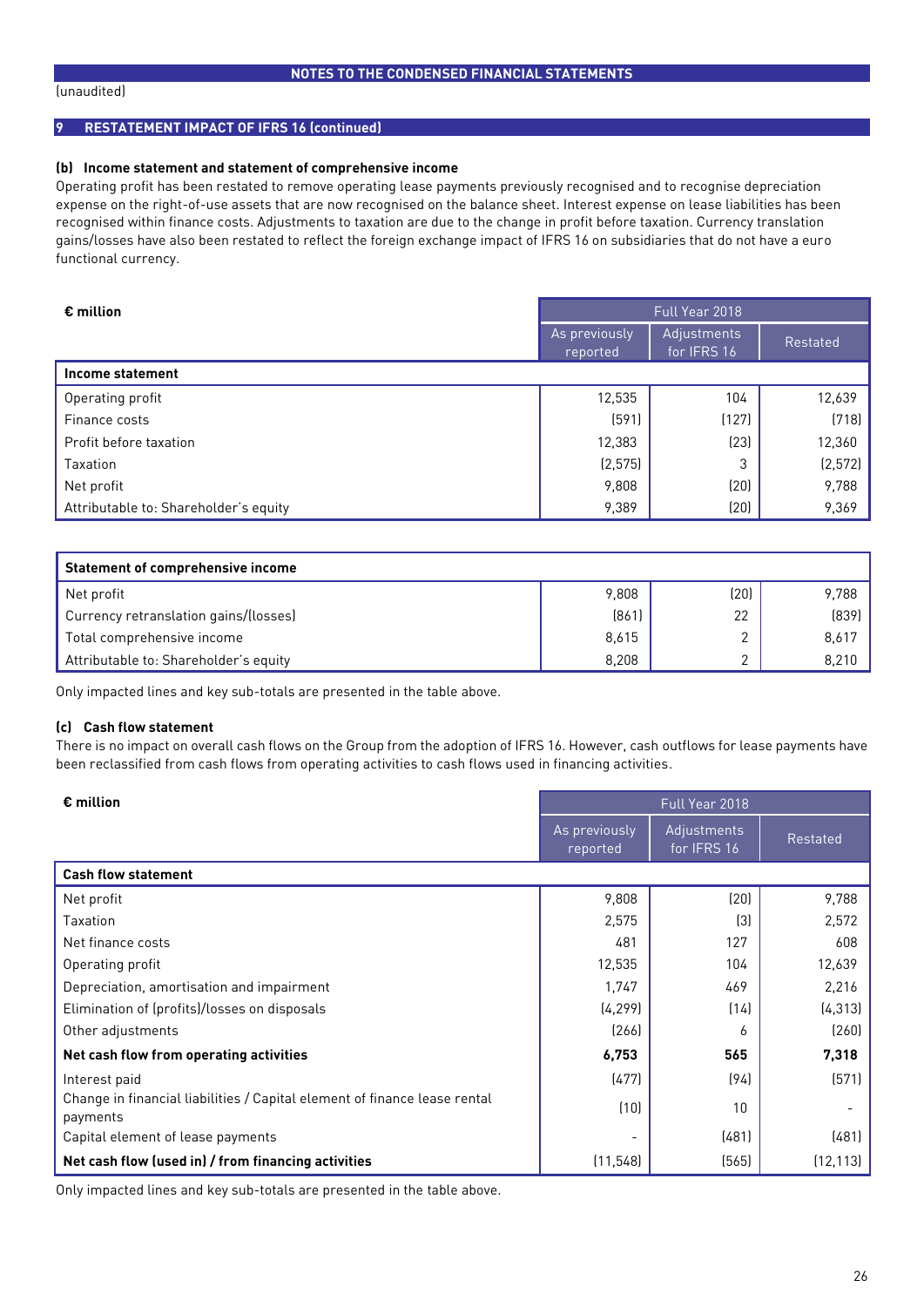## NOTES TO THE CONDENSED FINANCIAL STATEMENTS

(unaudited)

### 9 RESTATEMENT IMPACT OF IFRS 16 (continued)

#### (b) Income statement and statement of comprehensive income

Operating profit has been restated to remove operating lease payments previously recognised and to recognise depreciation expense on the right-of-use assets that are now recognised on the balance sheet. Interest expense on lease liabilities has been recognised within finance costs. Adjustments to taxation are due to the change in profit before taxation. Currency translation gains/losses have also been restated to reflect the foreign exchange impact of IFRS 16 on subsidiaries that do not have a euro functional currency.

| € million | Full Year 2018 | | |
|---|---|---|---|
| | As previously reported | Adjustments for IFRS 16 | Restated |
| **Income statement** | | | |
| Operating profit | 12,535 | 104 | 12,639 |
| Finance costs | (591) | (127) | (718) |
| Profit before taxation | 12,383 | (23) | 12,360 |
| Taxation | (2,575) | 3 | (2,572) |
| Net profit | 9,808 | (20) | 9,788 |
| Attributable to: Shareholder's equity | 9,389 | (20) | 9,369 |
| **Statement of comprehensive income** | | | |
| Net profit | 9,808 | (20) | 9,788 |
| Currency retranslation gains/(losses) | (861) | 22 | (839) |
| Total comprehensive income | 8,615 | 2 | 8,617 |
| Attributable to: Shareholder's equity | 8,208 | 2 | 8,210 |

Only impacted lines and key sub-totals are presented in the table above.

#### (c) Cash flow statement

There is no impact on overall cash flows on the Group from the adoption of IFRS 16. However, cash outflows for lease payments have been reclassified from cash flows from operating activities to cash flows used in financing activities.

| € million | Full Year 2018 | | |
|---|---|---|---|
| | As previously reported | Adjustments for IFRS 16 | Restated |
| **Cash flow statement** | | | |
| Net profit | 9,808 | (20) | 9,788 |
| Taxation | 2,575 | (3) | 2,572 |
| Net finance costs | 481 | 127 | 608 |
| Operating profit | 12,535 | 104 | 12,639 |
| Depreciation, amortisation and impairment | 1,747 | 469 | 2,216 |
| Elimination of (profits)/losses on disposals | (4,299) | (14) | (4,313) |
| Other adjustments | (266) | 6 | (260) |
| **Net cash flow from operating activities** | **6,753** | **565** | **7,318** |
| Interest paid | (477) | (94) | (571) |
| Change in financial liabilities / Capital element of finance lease rental payments | (10) | 10 | - |
| Capital element of lease payments | - | (481) | (481) |
| **Net cash flow (used in) / from financing activities** | (11,548) | (565) | (12,113) |

Only impacted lines and key sub-totals are presented in the table above.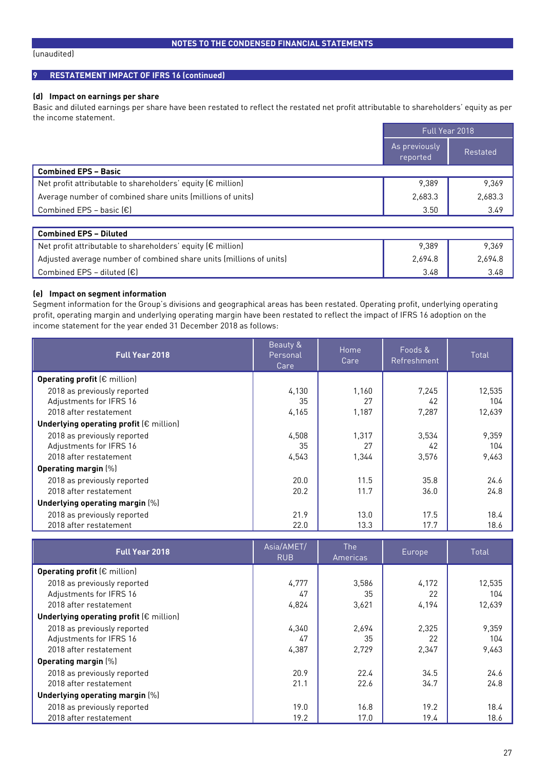NOTES TO THE CONDENSED FINANCIAL STATEMENTS

(unaudited)

## 9 RESTATEMENT IMPACT OF IFRS 16 (continued)

### (d) Impact on earnings per share

Basic and diluted earnings per share have been restated to reflect the restated net profit attributable to shareholders' equity as per the income statement.

| | Full Year 2018 | |
|---|---|---|
| | As previously reported | Restated |
| **Combined EPS – Basic** | | |
| Net profit attributable to shareholders' equity (€ million) | 9,389 | 9,369 |
| Average number of combined share units (millions of units) | 2,683.3 | 2,683.3 |
| Combined EPS – basic (€) | 3.50 | 3.49 |

| | Full Year 2018 | |
|---|---|---|
| | As previously reported | Restated |
| **Combined EPS – Diluted** | | |
| Net profit attributable to shareholders' equity (€ million) | 9,389 | 9,369 |
| Adjusted average number of combined share units (millions of units) | 2,694.8 | 2,694.8 |
| Combined EPS – diluted (€) | 3.48 | 3.48 |

### (e) Impact on segment information

Segment information for the Group's divisions and geographical areas has been restated. Operating profit, underlying operating profit, operating margin and underlying operating margin have been restated to reflect the impact of IFRS 16 adoption on the income statement for the year ended 31 December 2018 as follows:

| Full Year 2018 | Beauty & Personal Care | Home Care | Foods & Refreshment | Total |
|---|---|---|---|---|
| **Operating profit** (€ million) | | | | |
| 2018 as previously reported | 4,130 | 1,160 | 7,245 | 12,535 |
| Adjustments for IFRS 16 | 35 | 27 | 42 | 104 |
| 2018 after restatement | 4,165 | 1,187 | 7,287 | 12,639 |
| **Underlying operating profit** (€ million) | | | | |
| 2018 as previously reported | 4,508 | 1,317 | 3,534 | 9,359 |
| Adjustments for IFRS 16 | 35 | 27 | 42 | 104 |
| 2018 after restatement | 4,543 | 1,344 | 3,576 | 9,463 |
| **Operating margin** (%) | | | | |
| 2018 as previously reported | 20.0 | 11.5 | 35.8 | 24.6 |
| 2018 after restatement | 20.2 | 11.7 | 36.0 | 24.8 |
| **Underlying operating margin** (%) | | | | |
| 2018 as previously reported | 21.9 | 13.0 | 17.5 | 18.4 |
| 2018 after restatement | 22.0 | 13.3 | 17.7 | 18.6 |

| Full Year 2018 | Asia/AMET/RUB | The Americas | Europe | Total |
|---|---|---|---|---|
| **Operating profit** (€ million) | | | | |
| 2018 as previously reported | 4,777 | 3,586 | 4,172 | 12,535 |
| Adjustments for IFRS 16 | 47 | 35 | 22 | 104 |
| 2018 after restatement | 4,824 | 3,621 | 4,194 | 12,639 |
| **Underlying operating profit** (€ million) | | | | |
| 2018 as previously reported | 4,340 | 2,694 | 2,325 | 9,359 |
| Adjustments for IFRS 16 | 47 | 35 | 22 | 104 |
| 2018 after restatement | 4,387 | 2,729 | 2,347 | 9,463 |
| **Operating margin** (%) | | | | |
| 2018 as previously reported | 20.9 | 22.4 | 34.5 | 24.6 |
| 2018 after restatement | 21.1 | 22.6 | 34.7 | 24.8 |
| **Underlying operating margin** (%) | | | | |
| 2018 as previously reported | 19.0 | 16.8 | 19.2 | 18.4 |
| 2018 after restatement | 19.2 | 17.0 | 19.4 | 18.6 |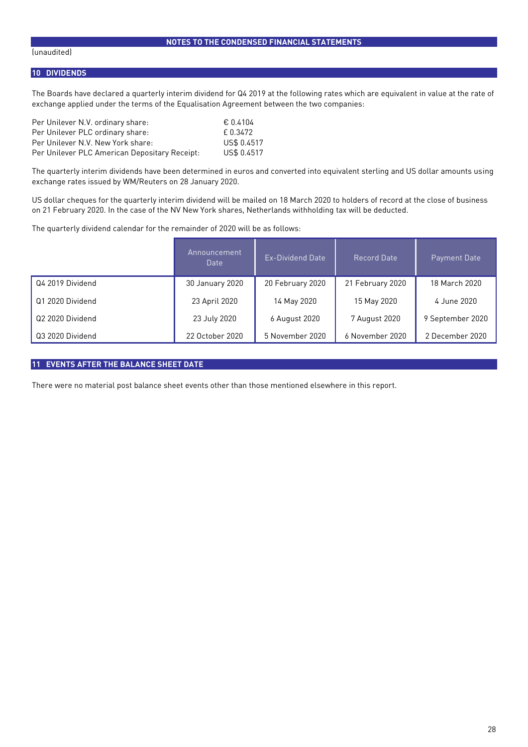## NOTES TO THE CONDENSED FINANCIAL STATEMENTS

(unaudited)

### 10 DIVIDENDS

The Boards have declared a quarterly interim dividend for Q4 2019 at the following rates which are equivalent in value at the rate of exchange applied under the terms of the Equalisation Agreement between the two companies:

| | |
|---|---|
| Per Unilever N.V. ordinary share: | € 0.4104 |
| Per Unilever PLC ordinary share: | £ 0.3472 |
| Per Unilever N.V. New York share: | US$ 0.4517 |
| Per Unilever PLC American Depositary Receipt: | US$ 0.4517 |

The quarterly interim dividends have been determined in euros and converted into equivalent sterling and US dollar amounts using exchange rates issued by WM/Reuters on 28 January 2020.

US dollar cheques for the quarterly interim dividend will be mailed on 18 March 2020 to holders of record at the close of business on 21 February 2020. In the case of the NV New York shares, Netherlands withholding tax will be deducted.

The quarterly dividend calendar for the remainder of 2020 will be as follows:

| | Announcement Date | Ex-Dividend Date | Record Date | Payment Date |
|---|---|---|---|---|
| Q4 2019 Dividend | 30 January 2020 | 20 February 2020 | 21 February 2020 | 18 March 2020 |
| Q1 2020 Dividend | 23 April 2020 | 14 May 2020 | 15 May 2020 | 4 June 2020 |
| Q2 2020 Dividend | 23 July 2020 | 6 August 2020 | 7 August 2020 | 9 September 2020 |
| Q3 2020 Dividend | 22 October 2020 | 5 November 2020 | 6 November 2020 | 2 December 2020 |

### 11 EVENTS AFTER THE BALANCE SHEET DATE

There were no material post balance sheet events other than those mentioned elsewhere in this report.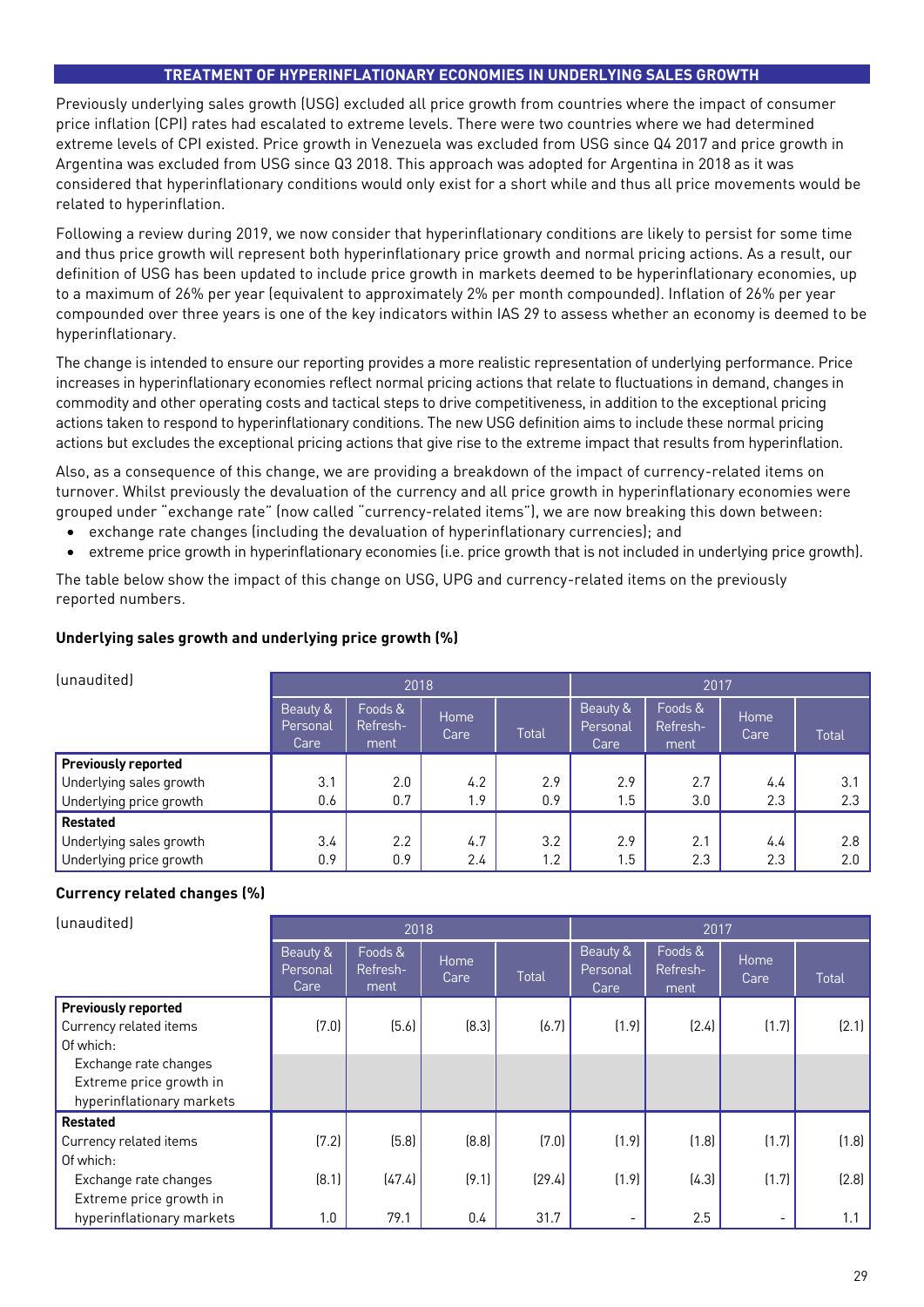## TREATMENT OF HYPERINFLATIONARY ECONOMIES IN UNDERLYING SALES GROWTH

Previously underlying sales growth (USG) excluded all price growth from countries where the impact of consumer price inflation (CPI) rates had escalated to extreme levels. There were two countries where we had determined extreme levels of CPI existed. Price growth in Venezuela was excluded from USG since Q4 2017 and price growth in Argentina was excluded from USG since Q3 2018. This approach was adopted for Argentina in 2018 as it was considered that hyperinflationary conditions would only exist for a short while and thus all price movements would be related to hyperinflation.

Following a review during 2019, we now consider that hyperinflationary conditions are likely to persist for some time and thus price growth will represent both hyperinflationary price growth and normal pricing actions. As a result, our definition of USG has been updated to include price growth in markets deemed to be hyperinflationary economies, up to a maximum of 26% per year (equivalent to approximately 2% per month compounded). Inflation of 26% per year compounded over three years is one of the key indicators within IAS 29 to assess whether an economy is deemed to be hyperinflationary.

The change is intended to ensure our reporting provides a more realistic representation of underlying performance. Price increases in hyperinflationary economies reflect normal pricing actions that relate to fluctuations in demand, changes in commodity and other operating costs and tactical steps to drive competitiveness, in addition to the exceptional pricing actions taken to respond to hyperinflationary conditions. The new USG definition aims to include these normal pricing actions but excludes the exceptional pricing actions that give rise to the extreme impact that results from hyperinflation.

Also, as a consequence of this change, we are providing a breakdown of the impact of currency-related items on turnover. Whilst previously the devaluation of the currency and all price growth in hyperinflationary economies were grouped under "exchange rate" (now called "currency-related items"), we are now breaking this down between:

- exchange rate changes (including the devaluation of hyperinflationary currencies); and
- extreme price growth in hyperinflationary economies (i.e. price growth that is not included in underlying price growth).

The table below show the impact of this change on USG, UPG and currency-related items on the previously reported numbers.

### Underlying sales growth and underlying price growth (%)

| (unaudited) | 2018 | | | | 2017 | | | |
|---|---|---|---|---|---|---|---|---|
| | Beauty & Personal Care | Foods & Refresh-ment | Home Care | Total | Beauty & Personal Care | Foods & Refresh-ment | Home Care | Total |
| **Previously reported** | | | | | | | | |
| Underlying sales growth | 3.1 | 2.0 | 4.2 | 2.9 | 2.9 | 2.7 | 4.4 | 3.1 |
| Underlying price growth | 0.6 | 0.7 | 1.9 | 0.9 | 1.5 | 3.0 | 2.3 | 2.3 |
| **Restated** | | | | | | | | |
| Underlying sales growth | 3.4 | 2.2 | 4.7 | 3.2 | 2.9 | 2.1 | 4.4 | 2.8 |
| Underlying price growth | 0.9 | 0.9 | 2.4 | 1.2 | 1.5 | 2.3 | 2.3 | 2.0 |

### Currency related changes (%)

| (unaudited) | 2018 | | | | 2017 | | | |
|---|---|---|---|---|---|---|---|---|
| | Beauty & Personal Care | Foods & Refresh-ment | Home Care | Total | Beauty & Personal Care | Foods & Refresh-ment | Home Care | Total |
| **Previously reported** | | | | | | | | |
| Currency related items | (7.0) | (5.6) | (8.3) | (6.7) | (1.9) | (2.4) | (1.7) | (2.1) |
| Of which: | | | | | | | | |
| Exchange rate changes | | | | | | | | |
| Extreme price growth in hyperinflationary markets | | | | | | | | |
| **Restated** | | | | | | | | |
| Currency related items | (7.2) | (5.8) | (8.8) | (7.0) | (1.9) | (1.8) | (1.7) | (1.8) |
| Of which: | | | | | | | | |
| Exchange rate changes | (8.1) | (47.4) | (9.1) | (29.4) | (1.9) | (4.3) | (1.7) | (2.8) |
| Extreme price growth in hyperinflationary markets | 1.0 | 79.1 | 0.4 | 31.7 | - | 2.5 | - | 1.1 |